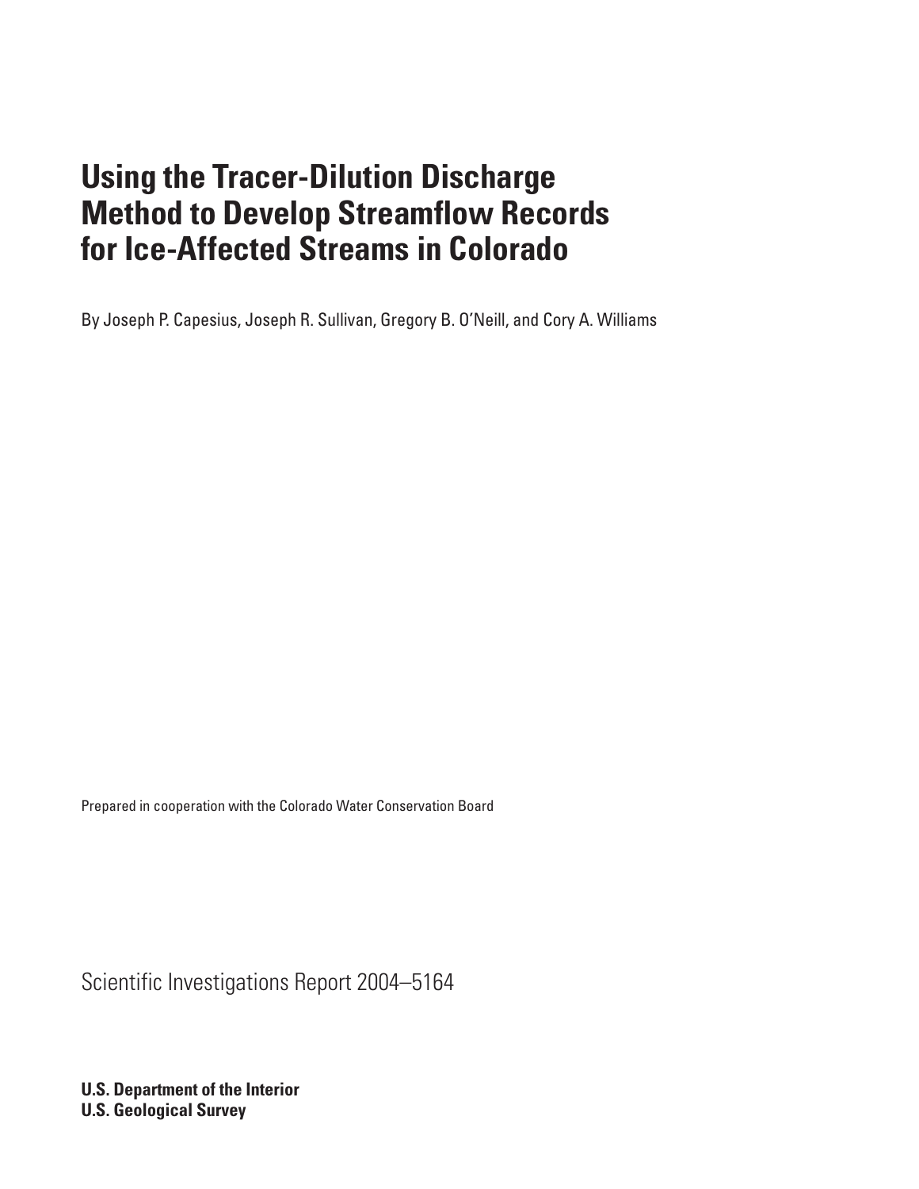# Using the Tracer-Dilution Discharge Method to Develop Streamflow Records for Ice-Affected Streams in Colorado

By Joseph P. Capesius, Joseph R. Sullivan, Gregory B. O'Neill, and Cory A. Williams

Prepared in cooperation with the Colorado Water Conservation Board

Scientific Investigations Report 2004–5164

**U.S. Department of the Interior**
**U.S. Geological Survey**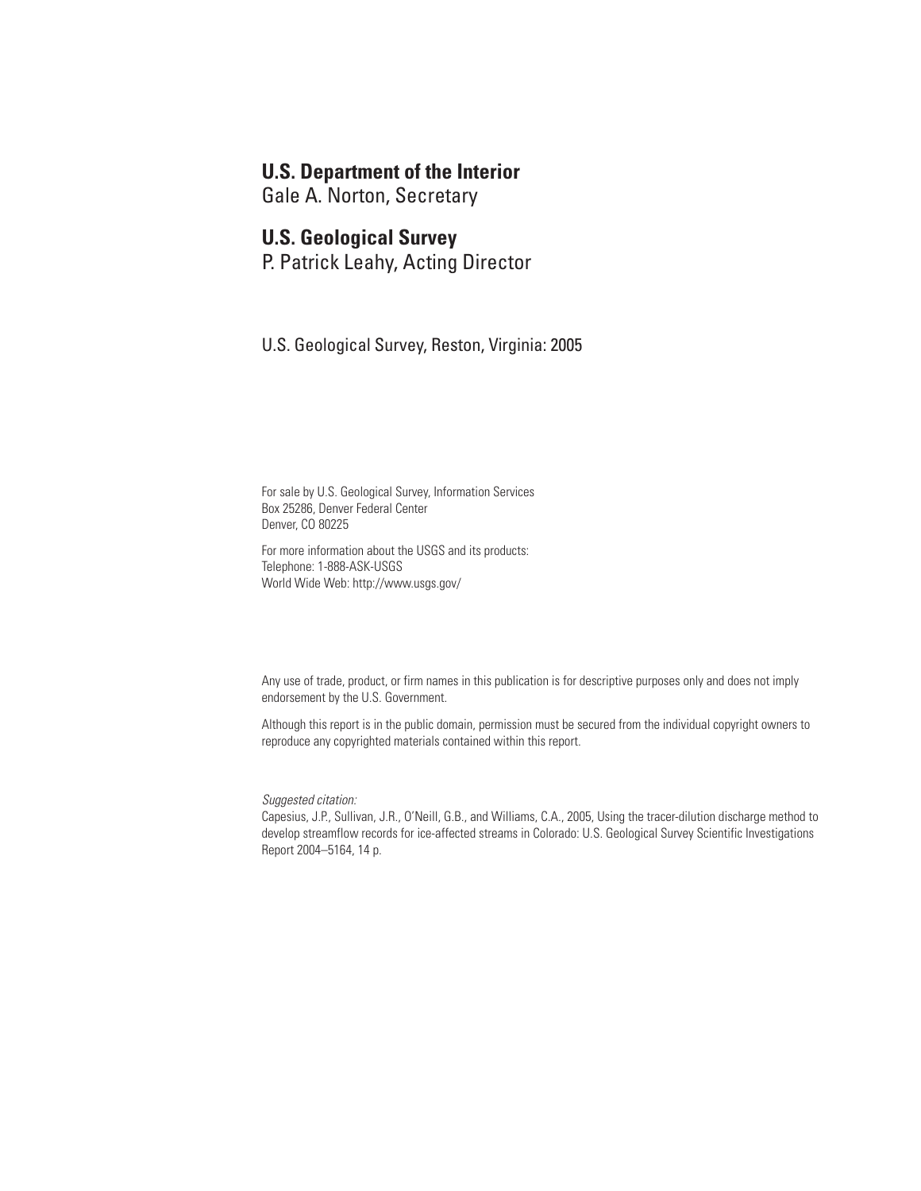**U.S. Department of the Interior**
Gale A. Norton, Secretary

**U.S. Geological Survey**
P. Patrick Leahy, Acting Director

U.S. Geological Survey, Reston, Virginia: 2005

For sale by U.S. Geological Survey, Information Services
Box 25286, Denver Federal Center
Denver, CO 80225

For more information about the USGS and its products:
Telephone: 1-888-ASK-USGS
World Wide Web: http://www.usgs.gov/

Any use of trade, product, or firm names in this publication is for descriptive purposes only and does not imply endorsement by the U.S. Government.

Although this report is in the public domain, permission must be secured from the individual copyright owners to reproduce any copyrighted materials contained within this report.

*Suggested citation:*
Capesius, J.P., Sullivan, J.R., O'Neill, G.B., and Williams, C.A., 2005, Using the tracer-dilution discharge method to develop streamflow records for ice-affected streams in Colorado: U.S. Geological Survey Scientific Investigations Report 2004–5164, 14 p.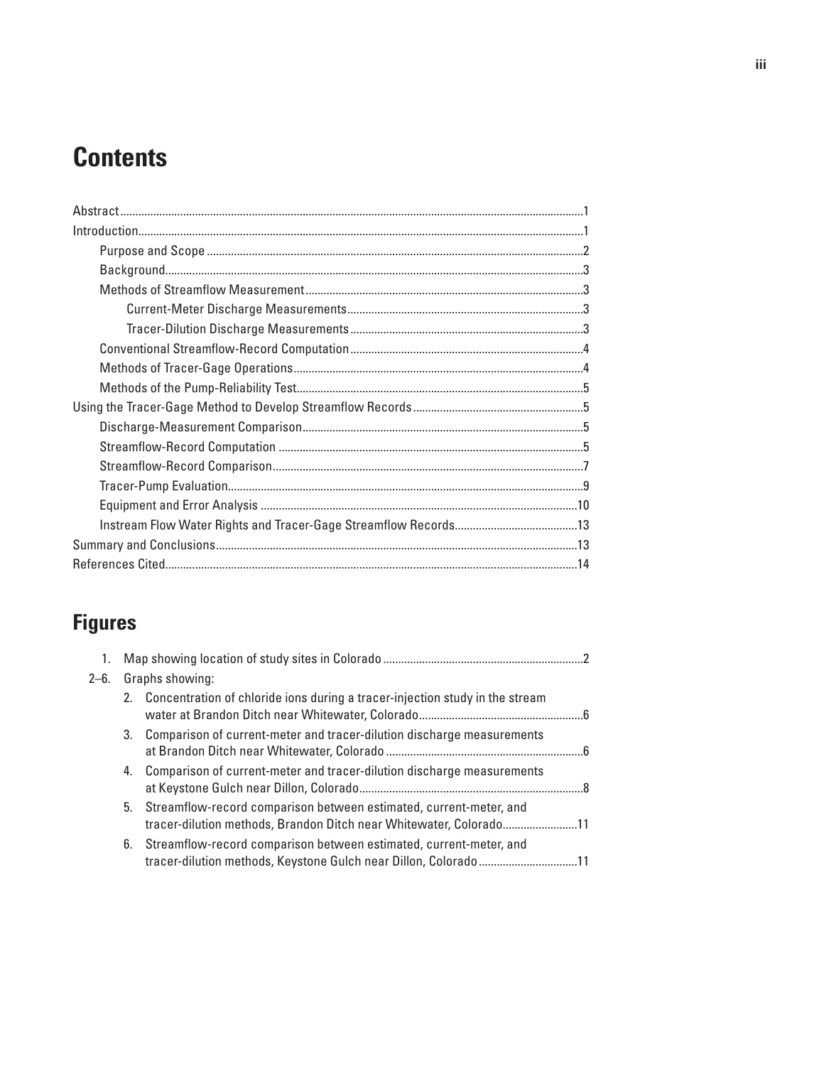# Contents

- Abstract ... 1
- Introduction ... 1
  - Purpose and Scope ... 2
  - Background ... 3
  - Methods of Streamflow Measurement ... 3
    - Current-Meter Discharge Measurements ... 3
    - Tracer-Dilution Discharge Measurements ... 3
  - Conventional Streamflow-Record Computation ... 4
  - Methods of Tracer-Gage Operations ... 4
  - Methods of the Pump-Reliability Test ... 5
- Using the Tracer-Gage Method to Develop Streamflow Records ... 5
  - Discharge-Measurement Comparison ... 5
  - Streamflow-Record Computation ... 5
  - Streamflow-Record Comparison ... 7
  - Tracer-Pump Evaluation ... 9
  - Equipment and Error Analysis ... 10
  - Instream Flow Water Rights and Tracer-Gage Streamflow Records ... 13
- Summary and Conclusions ... 13
- References Cited ... 14

# Figures

1. Map showing location of study sites in Colorado ... 2

2–6. Graphs showing:

2. Concentration of chloride ions during a tracer-injection study in the stream water at Brandon Ditch near Whitewater, Colorado ... 6
3. Comparison of current-meter and tracer-dilution discharge measurements at Brandon Ditch near Whitewater, Colorado ... 6
4. Comparison of current-meter and tracer-dilution discharge measurements at Keystone Gulch near Dillon, Colorado ... 8
5. Streamflow-record comparison between estimated, current-meter, and tracer-dilution methods, Brandon Ditch near Whitewater, Colorado ... 11
6. Streamflow-record comparison between estimated, current-meter, and tracer-dilution methods, Keystone Gulch near Dillon, Colorado ... 11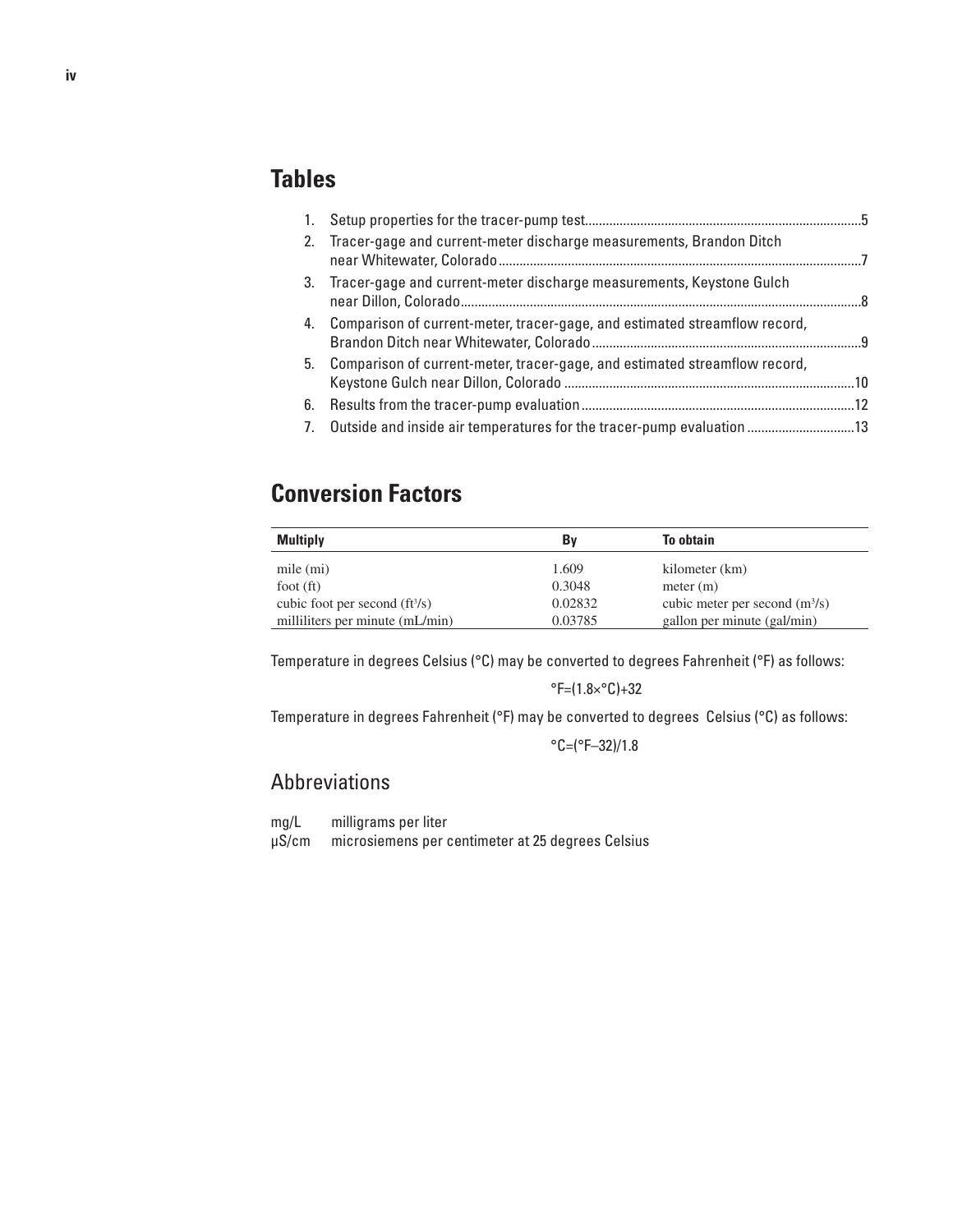## Tables

1. Setup properties for the tracer-pump test ....... 5
2. Tracer-gage and current-meter discharge measurements, Brandon Ditch near Whitewater, Colorado ....... 7
3. Tracer-gage and current-meter discharge measurements, Keystone Gulch near Dillon, Colorado ....... 8
4. Comparison of current-meter, tracer-gage, and estimated streamflow record, Brandon Ditch near Whitewater, Colorado ....... 9
5. Comparison of current-meter, tracer-gage, and estimated streamflow record, Keystone Gulch near Dillon, Colorado ....... 10
6. Results from the tracer-pump evaluation ....... 12
7. Outside and inside air temperatures for the tracer-pump evaluation ....... 13

## Conversion Factors

| Multiply | By | To obtain |
|---|---|---|
| mile (mi) | 1.609 | kilometer (km) |
| foot (ft) | 0.3048 | meter (m) |
| cubic foot per second ($ft^3/s$) | 0.02832 | cubic meter per second ($m^3/s$) |
| milliliters per minute (mL/min) | 0.03785 | gallon per minute (gal/min) |

Temperature in degrees Celsius (°C) may be converted to degrees Fahrenheit (°F) as follows:

$$°F=(1.8\times°C)+32$$

Temperature in degrees Fahrenheit (°F) may be converted to degrees Celsius (°C) as follows:

$$°C=(°F-32)/1.8$$

### Abbreviations

mg/L   milligrams per liter

μS/cm   microsiemens per centimeter at 25 degrees Celsius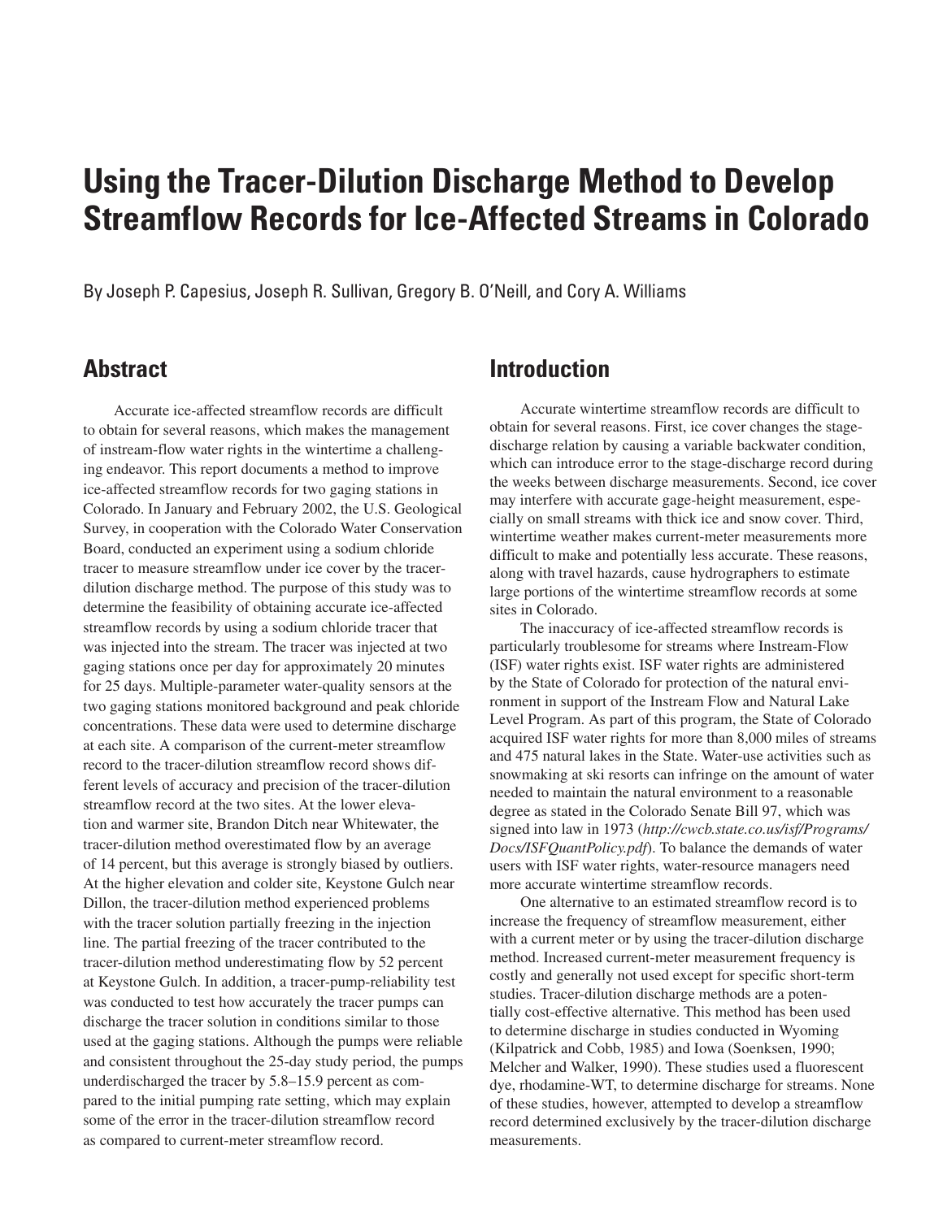# Using the Tracer-Dilution Discharge Method to Develop Streamflow Records for Ice-Affected Streams in Colorado

By Joseph P. Capesius, Joseph R. Sullivan, Gregory B. O'Neill, and Cory A. Williams

## Abstract

Accurate ice-affected streamflow records are difficult to obtain for several reasons, which makes the management of instream-flow water rights in the wintertime a challenging endeavor. This report documents a method to improve ice-affected streamflow records for two gaging stations in Colorado. In January and February 2002, the U.S. Geological Survey, in cooperation with the Colorado Water Conservation Board, conducted an experiment using a sodium chloride tracer to measure streamflow under ice cover by the tracer-dilution discharge method. The purpose of this study was to determine the feasibility of obtaining accurate ice-affected streamflow records by using a sodium chloride tracer that was injected into the stream. The tracer was injected at two gaging stations once per day for approximately 20 minutes for 25 days. Multiple-parameter water-quality sensors at the two gaging stations monitored background and peak chloride concentrations. These data were used to determine discharge at each site. A comparison of the current-meter streamflow record to the tracer-dilution streamflow record shows different levels of accuracy and precision of the tracer-dilution streamflow record at the two sites. At the lower elevation and warmer site, Brandon Ditch near Whitewater, the tracer-dilution method overestimated flow by an average of 14 percent, but this average is strongly biased by outliers. At the higher elevation and colder site, Keystone Gulch near Dillon, the tracer-dilution method experienced problems with the tracer solution partially freezing in the injection line. The partial freezing of the tracer contributed to the tracer-dilution method underestimating flow by 52 percent at Keystone Gulch. In addition, a tracer-pump-reliability test was conducted to test how accurately the tracer pumps can discharge the tracer solution in conditions similar to those used at the gaging stations. Although the pumps were reliable and consistent throughout the 25-day study period, the pumps underdischarged the tracer by 5.8–15.9 percent as compared to the initial pumping rate setting, which may explain some of the error in the tracer-dilution streamflow record as compared to current-meter streamflow record.

## Introduction

Accurate wintertime streamflow records are difficult to obtain for several reasons. First, ice cover changes the stage-discharge relation by causing a variable backwater condition, which can introduce error to the stage-discharge record during the weeks between discharge measurements. Second, ice cover may interfere with accurate gage-height measurement, especially on small streams with thick ice and snow cover. Third, wintertime weather makes current-meter measurements more difficult to make and potentially less accurate. These reasons, along with travel hazards, cause hydrographers to estimate large portions of the wintertime streamflow records at some sites in Colorado.

The inaccuracy of ice-affected streamflow records is particularly troublesome for streams where Instream-Flow (ISF) water rights exist. ISF water rights are administered by the State of Colorado for protection of the natural environment in support of the Instream Flow and Natural Lake Level Program. As part of this program, the State of Colorado acquired ISF water rights for more than 8,000 miles of streams and 475 natural lakes in the State. Water-use activities such as snowmaking at ski resorts can infringe on the amount of water needed to maintain the natural environment to a reasonable degree as stated in the Colorado Senate Bill 97, which was signed into law in 1973 (*http://cwcb.state.co.us/isf/Programs/Docs/ISFQuantPolicy.pdf*). To balance the demands of water users with ISF water rights, water-resource managers need more accurate wintertime streamflow records.

One alternative to an estimated streamflow record is to increase the frequency of streamflow measurement, either with a current meter or by using the tracer-dilution discharge method. Increased current-meter measurement frequency is costly and generally not used except for specific short-term studies. Tracer-dilution discharge methods are a potentially cost-effective alternative. This method has been used to determine discharge in studies conducted in Wyoming (Kilpatrick and Cobb, 1985) and Iowa (Soenksen, 1990; Melcher and Walker, 1990). These studies used a fluorescent dye, rhodamine-WT, to determine discharge for streams. None of these studies, however, attempted to develop a streamflow record determined exclusively by the tracer-dilution discharge measurements.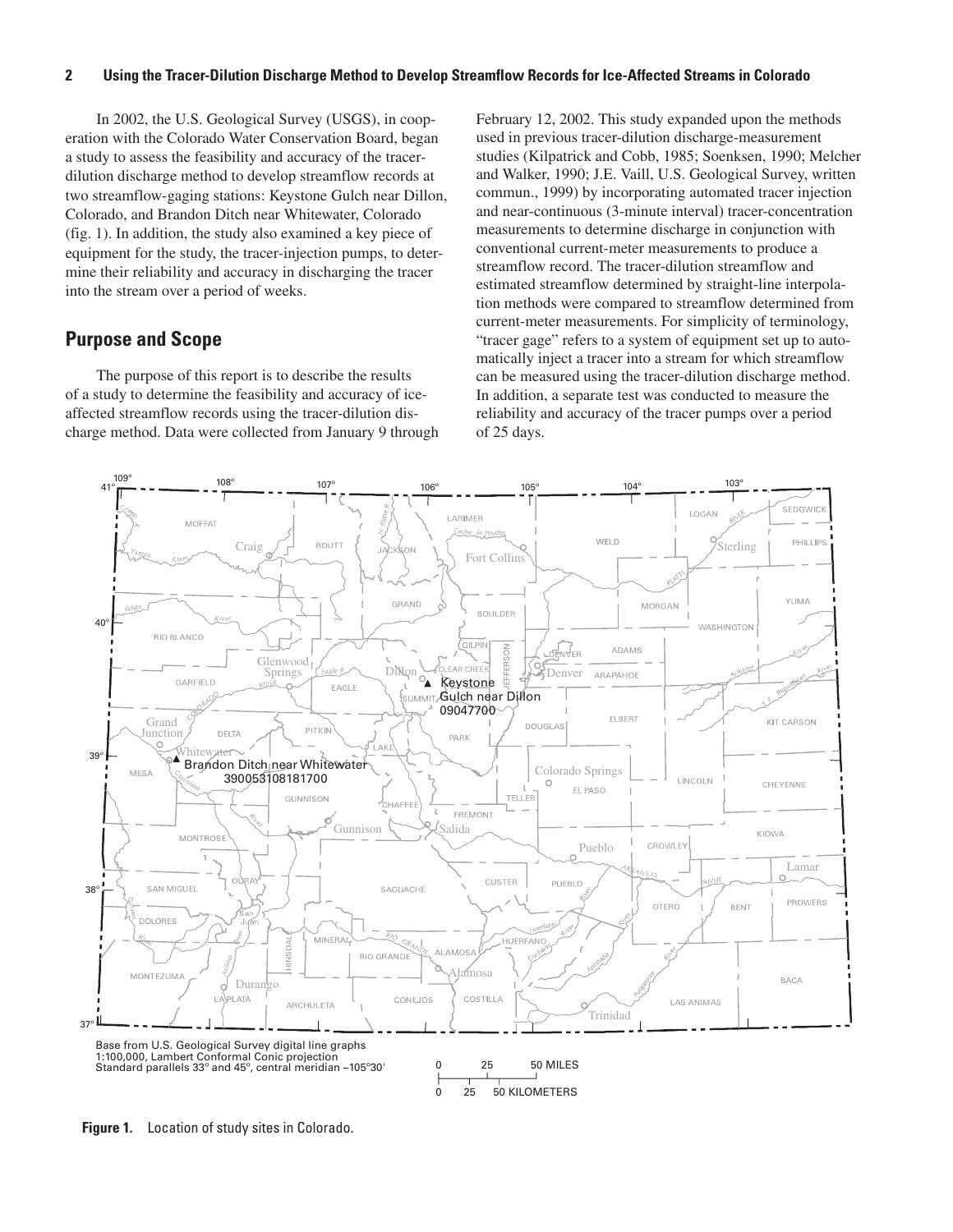In 2002, the U.S. Geological Survey (USGS), in cooperation with the Colorado Water Conservation Board, began a study to assess the feasibility and accuracy of the tracer-dilution discharge method to develop streamflow records at two streamflow-gaging stations: Keystone Gulch near Dillon, Colorado, and Brandon Ditch near Whitewater, Colorado (fig. 1). In addition, the study also examined a key piece of equipment for the study, the tracer-injection pumps, to determine their reliability and accuracy in discharging the tracer into the stream over a period of weeks.

## Purpose and Scope

The purpose of this report is to describe the results of a study to determine the feasibility and accuracy of ice-affected streamflow records using the tracer-dilution discharge method. Data were collected from January 9 through February 12, 2002. This study expanded upon the methods used in previous tracer-dilution discharge-measurement studies (Kilpatrick and Cobb, 1985; Soenksen, 1990; Melcher and Walker, 1990; J.E. Vaill, U.S. Geological Survey, written commun., 1999) by incorporating automated tracer injection and near-continuous (3-minute interval) tracer-concentration measurements to determine discharge in conjunction with conventional current-meter measurements to produce a streamflow record. The tracer-dilution streamflow and estimated streamflow determined by straight-line interpolation methods were compared to streamflow determined from current-meter measurements. For simplicity of terminology, "tracer gage" refers to a system of equipment set up to automatically inject a tracer into a stream for which streamflow can be measured using the tracer-dilution discharge method. In addition, a separate test was conducted to measure the reliability and accuracy of the tracer pumps over a period of 25 days.

Base from U.S. Geological Survey digital line graphs 1:100,000, Lambert Conformal Conic projection Standard parallels 33° and 45°, central meridian –105°30'

**Figure 1.** Location of study sites in Colorado.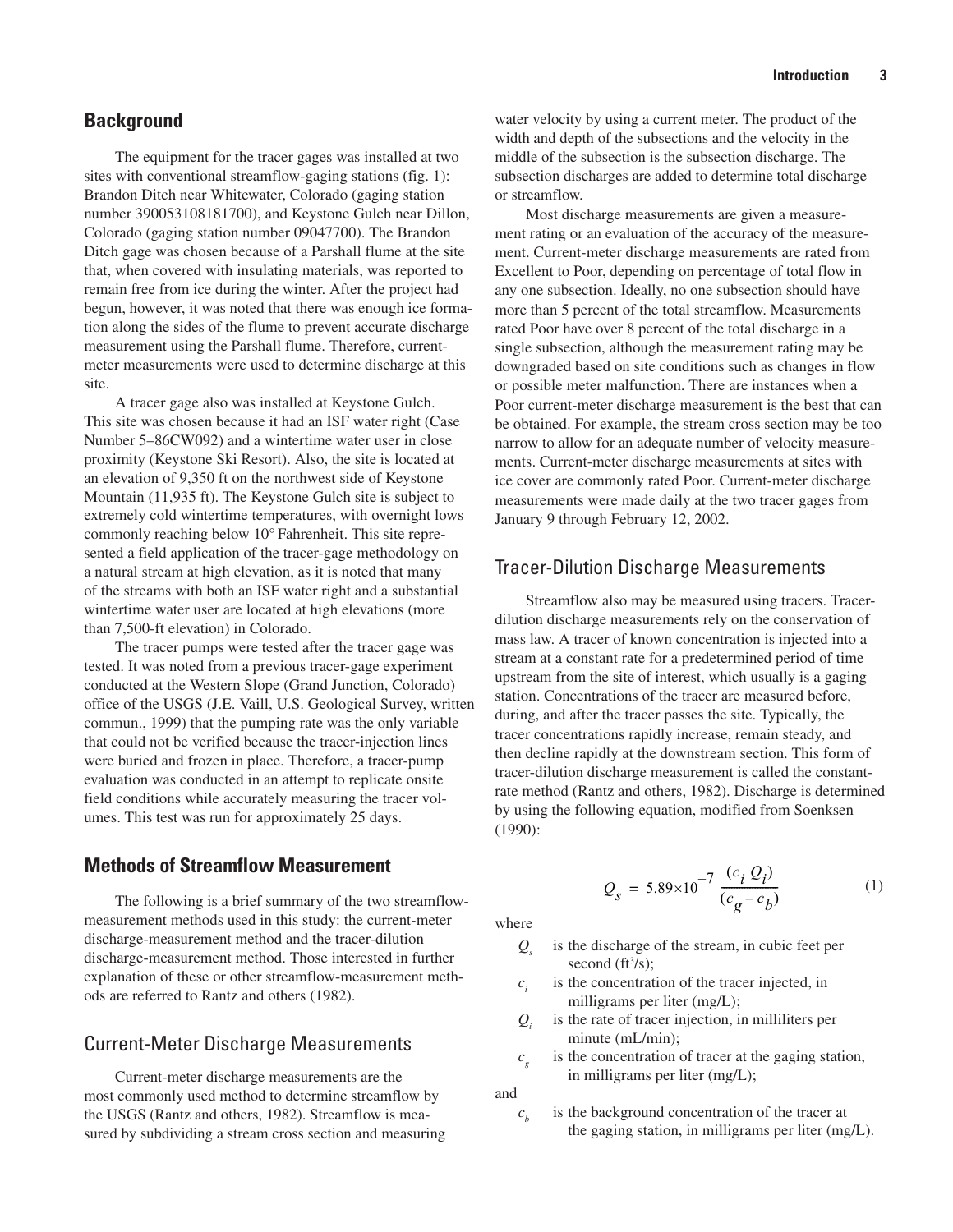## Background

The equipment for the tracer gages was installed at two sites with conventional streamflow-gaging stations (fig. 1): Brandon Ditch near Whitewater, Colorado (gaging station number 390053108181700), and Keystone Gulch near Dillon, Colorado (gaging station number 09047700). The Brandon Ditch gage was chosen because of a Parshall flume at the site that, when covered with insulating materials, was reported to remain free from ice during the winter. After the project had begun, however, it was noted that there was enough ice formation along the sides of the flume to prevent accurate discharge measurement using the Parshall flume. Therefore, current-meter measurements were used to determine discharge at this site.

A tracer gage also was installed at Keystone Gulch. This site was chosen because it had an ISF water right (Case Number 5–86CW092) and a wintertime water user in close proximity (Keystone Ski Resort). Also, the site is located at an elevation of 9,350 ft on the northwest side of Keystone Mountain (11,935 ft). The Keystone Gulch site is subject to extremely cold wintertime temperatures, with overnight lows commonly reaching below 10° Fahrenheit. This site represented a field application of the tracer-gage methodology on a natural stream at high elevation, as it is noted that many of the streams with both an ISF water right and a substantial wintertime water user are located at high elevations (more than 7,500-ft elevation) in Colorado.

The tracer pumps were tested after the tracer gage was tested. It was noted from a previous tracer-gage experiment conducted at the Western Slope (Grand Junction, Colorado) office of the USGS (J.E. Vaill, U.S. Geological Survey, written commun., 1999) that the pumping rate was the only variable that could not be verified because the tracer-injection lines were buried and frozen in place. Therefore, a tracer-pump evaluation was conducted in an attempt to replicate onsite field conditions while accurately measuring the tracer volumes. This test was run for approximately 25 days.

## Methods of Streamflow Measurement

The following is a brief summary of the two streamflow-measurement methods used in this study: the current-meter discharge-measurement method and the tracer-dilution discharge-measurement method. Those interested in further explanation of these or other streamflow-measurement methods are referred to Rantz and others (1982).

### Current-Meter Discharge Measurements

Current-meter discharge measurements are the most commonly used method to determine streamflow by the USGS (Rantz and others, 1982). Streamflow is measured by subdividing a stream cross section and measuring water velocity by using a current meter. The product of the width and depth of the subsections and the velocity in the middle of the subsection is the subsection discharge. The subsection discharges are added to determine total discharge or streamflow.

Most discharge measurements are given a measurement rating or an evaluation of the accuracy of the measurement. Current-meter discharge measurements are rated from Excellent to Poor, depending on percentage of total flow in any one subsection. Ideally, no one subsection should have more than 5 percent of the total streamflow. Measurements rated Poor have over 8 percent of the total discharge in a single subsection, although the measurement rating may be downgraded based on site conditions such as changes in flow or possible meter malfunction. There are instances when a Poor current-meter discharge measurement is the best that can be obtained. For example, the stream cross section may be too narrow to allow for an adequate number of velocity measurements. Current-meter discharge measurements at sites with ice cover are commonly rated Poor. Current-meter discharge measurements were made daily at the two tracer gages from January 9 through February 12, 2002.

### Tracer-Dilution Discharge Measurements

Streamflow also may be measured using tracers. Tracer-dilution discharge measurements rely on the conservation of mass law. A tracer of known concentration is injected into a stream at a constant rate for a predetermined period of time upstream from the site of interest, which usually is a gaging station. Concentrations of the tracer are measured before, during, and after the tracer passes the site. Typically, the tracer concentrations rapidly increase, remain steady, and then decline rapidly at the downstream section. This form of tracer-dilution discharge measurement is called the constant-rate method (Rantz and others, 1982). Discharge is determined by using the following equation, modified from Soenksen (1990):

$$Q_s = 5.89\times10^{-7}\,\frac{(c_i\,Q_i)}{(c_g - c_b)} \tag{1}$$

where

- $Q_s$ is the discharge of the stream, in cubic feet per second (ft$^3$/s);
- $c_i$ is the concentration of the tracer injected, in milligrams per liter (mg/L);
- $Q_i$ is the rate of tracer injection, in milliliters per minute (mL/min);
- $c_g$ is the concentration of tracer at the gaging station, in milligrams per liter (mg/L);

and

- $c_b$ is the background concentration of the tracer at the gaging station, in milligrams per liter (mg/L).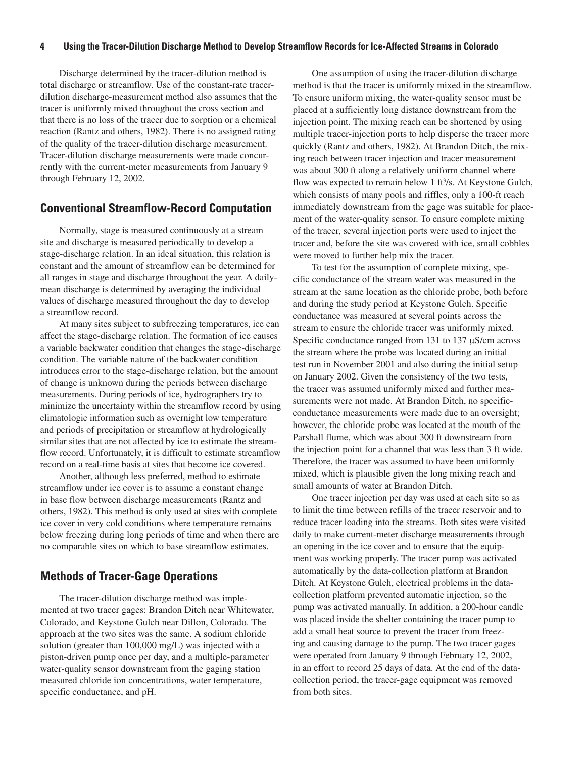Discharge determined by the tracer-dilution method is total discharge or streamflow. Use of the constant-rate tracer-dilution discharge-measurement method also assumes that the tracer is uniformly mixed throughout the cross section and that there is no loss of the tracer due to sorption or a chemical reaction (Rantz and others, 1982). There is no assigned rating of the quality of the tracer-dilution discharge measurement. Tracer-dilution discharge measurements were made concurrently with the current-meter measurements from January 9 through February 12, 2002.

## Conventional Streamflow-Record Computation

Normally, stage is measured continuously at a stream site and discharge is measured periodically to develop a stage-discharge relation. In an ideal situation, this relation is constant and the amount of streamflow can be determined for all ranges in stage and discharge throughout the year. A daily-mean discharge is determined by averaging the individual values of discharge measured throughout the day to develop a streamflow record.

At many sites subject to subfreezing temperatures, ice can affect the stage-discharge relation. The formation of ice causes a variable backwater condition that changes the stage-discharge condition. The variable nature of the backwater condition introduces error to the stage-discharge relation, but the amount of change is unknown during the periods between discharge measurements. During periods of ice, hydrographers try to minimize the uncertainty within the streamflow record by using climatologic information such as overnight low temperature and periods of precipitation or streamflow at hydrologically similar sites that are not affected by ice to estimate the streamflow record. Unfortunately, it is difficult to estimate streamflow record on a real-time basis at sites that become ice covered.

Another, although less preferred, method to estimate streamflow under ice cover is to assume a constant change in base flow between discharge measurements (Rantz and others, 1982). This method is only used at sites with complete ice cover in very cold conditions where temperature remains below freezing during long periods of time and when there are no comparable sites on which to base streamflow estimates.

## Methods of Tracer-Gage Operations

The tracer-dilution discharge method was implemented at two tracer gages: Brandon Ditch near Whitewater, Colorado, and Keystone Gulch near Dillon, Colorado. The approach at the two sites was the same. A sodium chloride solution (greater than 100,000 mg/L) was injected with a piston-driven pump once per day, and a multiple-parameter water-quality sensor downstream from the gaging station measured chloride ion concentrations, water temperature, specific conductance, and pH.

One assumption of using the tracer-dilution discharge method is that the tracer is uniformly mixed in the streamflow. To ensure uniform mixing, the water-quality sensor must be placed at a sufficiently long distance downstream from the injection point. The mixing reach can be shortened by using multiple tracer-injection ports to help disperse the tracer more quickly (Rantz and others, 1982). At Brandon Ditch, the mixing reach between tracer injection and tracer measurement was about 300 ft along a relatively uniform channel where flow was expected to remain below 1 ft$^3$/s. At Keystone Gulch, which consists of many pools and riffles, only a 100-ft reach immediately downstream from the gage was suitable for placement of the water-quality sensor. To ensure complete mixing of the tracer, several injection ports were used to inject the tracer and, before the site was covered with ice, small cobbles were moved to further help mix the tracer.

To test for the assumption of complete mixing, specific conductance of the stream water was measured in the stream at the same location as the chloride probe, both before and during the study period at Keystone Gulch. Specific conductance was measured at several points across the stream to ensure the chloride tracer was uniformly mixed. Specific conductance ranged from 131 to 137 μS/cm across the stream where the probe was located during an initial test run in November 2001 and also during the initial setup on January 2002. Given the consistency of the two tests, the tracer was assumed uniformly mixed and further measurements were not made. At Brandon Ditch, no specific-conductance measurements were made due to an oversight; however, the chloride probe was located at the mouth of the Parshall flume, which was about 300 ft downstream from the injection point for a channel that was less than 3 ft wide. Therefore, the tracer was assumed to have been uniformly mixed, which is plausible given the long mixing reach and small amounts of water at Brandon Ditch.

One tracer injection per day was used at each site so as to limit the time between refills of the tracer reservoir and to reduce tracer loading into the streams. Both sites were visited daily to make current-meter discharge measurements through an opening in the ice cover and to ensure that the equipment was working properly. The tracer pump was activated automatically by the data-collection platform at Brandon Ditch. At Keystone Gulch, electrical problems in the data-collection platform prevented automatic injection, so the pump was activated manually. In addition, a 200-hour candle was placed inside the shelter containing the tracer pump to add a small heat source to prevent the tracer from freezing and causing damage to the pump. The two tracer gages were operated from January 9 through February 12, 2002, in an effort to record 25 days of data. At the end of the data-collection period, the tracer-gage equipment was removed from both sites.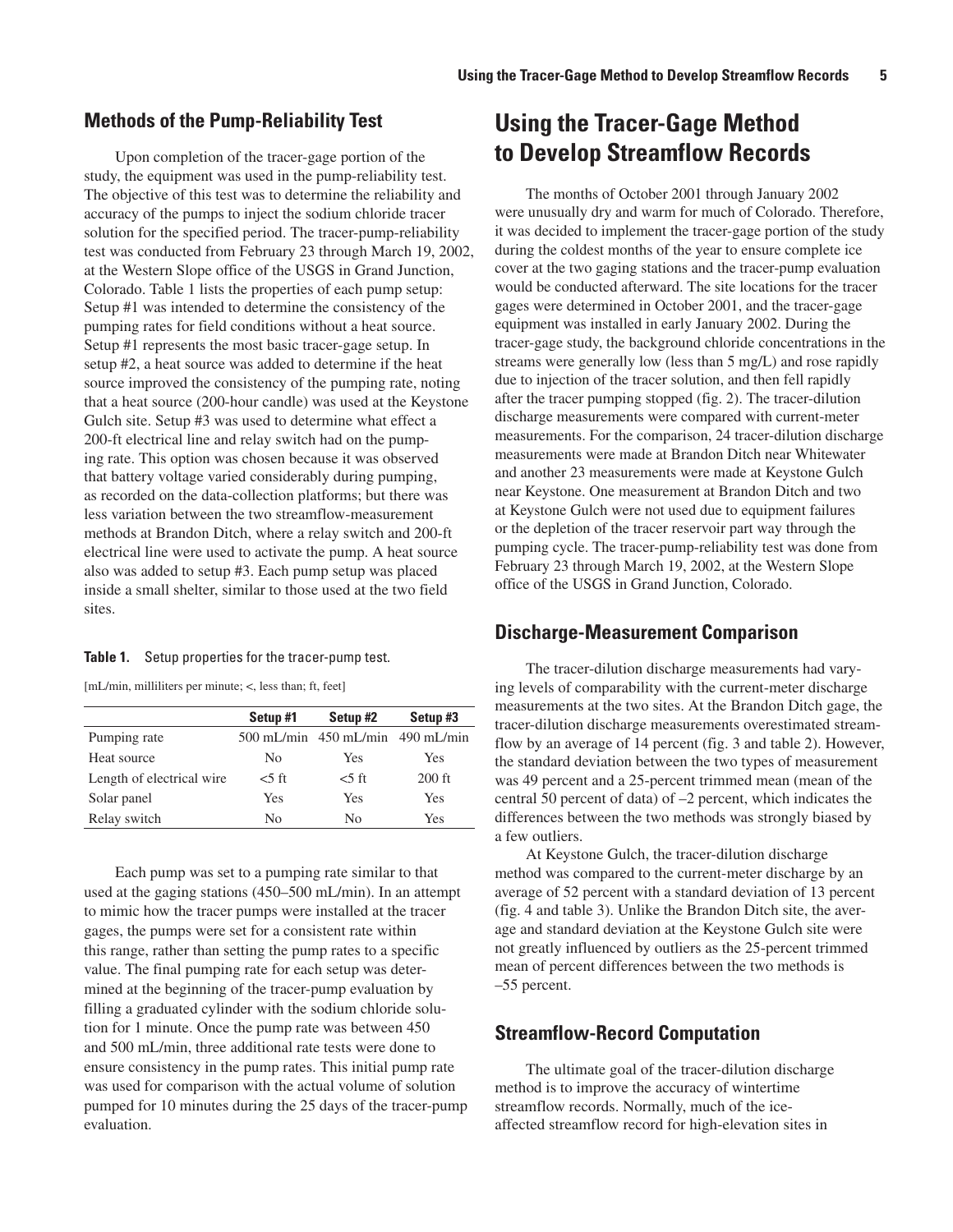## Methods of the Pump-Reliability Test

Upon completion of the tracer-gage portion of the study, the equipment was used in the pump-reliability test. The objective of this test was to determine the reliability and accuracy of the pumps to inject the sodium chloride tracer solution for the specified period. The tracer-pump-reliability test was conducted from February 23 through March 19, 2002, at the Western Slope office of the USGS in Grand Junction, Colorado. Table 1 lists the properties of each pump setup: Setup #1 was intended to determine the consistency of the pumping rates for field conditions without a heat source. Setup #1 represents the most basic tracer-gage setup. In setup #2, a heat source was added to determine if the heat source improved the consistency of the pumping rate, noting that a heat source (200-hour candle) was used at the Keystone Gulch site. Setup #3 was used to determine what effect a 200-ft electrical line and relay switch had on the pumping rate. This option was chosen because it was observed that battery voltage varied considerably during pumping, as recorded on the data-collection platforms; but there was less variation between the two streamflow-measurement methods at Brandon Ditch, where a relay switch and 200-ft electrical line were used to activate the pump. A heat source also was added to setup #3. Each pump setup was placed inside a small shelter, similar to those used at the two field sites.

**Table 1.** Setup properties for the tracer-pump test.

[mL/min, milliliters per minute; <, less than; ft, feet]

| | Setup #1 | Setup #2 | Setup #3 |
|---|---|---|---|
| Pumping rate | 500 mL/min | 450 mL/min | 490 mL/min |
| Heat source | No | Yes | Yes |
| Length of electrical wire | <5 ft | <5 ft | 200 ft |
| Solar panel | Yes | Yes | Yes |
| Relay switch | No | No | Yes |

Each pump was set to a pumping rate similar to that used at the gaging stations (450–500 mL/min). In an attempt to mimic how the tracer pumps were installed at the tracer gages, the pumps were set for a consistent rate within this range, rather than setting the pump rates to a specific value. The final pumping rate for each setup was determined at the beginning of the tracer-pump evaluation by filling a graduated cylinder with the sodium chloride solution for 1 minute. Once the pump rate was between 450 and 500 mL/min, three additional rate tests were done to ensure consistency in the pump rates. This initial pump rate was used for comparison with the actual volume of solution pumped for 10 minutes during the 25 days of the tracer-pump evaluation.

# Using the Tracer-Gage Method to Develop Streamflow Records

The months of October 2001 through January 2002 were unusually dry and warm for much of Colorado. Therefore, it was decided to implement the tracer-gage portion of the study during the coldest months of the year to ensure complete ice cover at the two gaging stations and the tracer-pump evaluation would be conducted afterward. The site locations for the tracer gages were determined in October 2001, and the tracer-gage equipment was installed in early January 2002. During the tracer-gage study, the background chloride concentrations in the streams were generally low (less than 5 mg/L) and rose rapidly due to injection of the tracer solution, and then fell rapidly after the tracer pumping stopped (fig. 2). The tracer-dilution discharge measurements were compared with current-meter measurements. For the comparison, 24 tracer-dilution discharge measurements were made at Brandon Ditch near Whitewater and another 23 measurements were made at Keystone Gulch near Keystone. One measurement at Brandon Ditch and two at Keystone Gulch were not used due to equipment failures or the depletion of the tracer reservoir part way through the pumping cycle. The tracer-pump-reliability test was done from February 23 through March 19, 2002, at the Western Slope office of the USGS in Grand Junction, Colorado.

## Discharge-Measurement Comparison

The tracer-dilution discharge measurements had varying levels of comparability with the current-meter discharge measurements at the two sites. At the Brandon Ditch gage, the tracer-dilution discharge measurements overestimated streamflow by an average of 14 percent (fig. 3 and table 2). However, the standard deviation between the two types of measurement was 49 percent and a 25-percent trimmed mean (mean of the central 50 percent of data) of –2 percent, which indicates the differences between the two methods was strongly biased by a few outliers.

At Keystone Gulch, the tracer-dilution discharge method was compared to the current-meter discharge by an average of 52 percent with a standard deviation of 13 percent (fig. 4 and table 3). Unlike the Brandon Ditch site, the average and standard deviation at the Keystone Gulch site were not greatly influenced by outliers as the 25-percent trimmed mean of percent differences between the two methods is –55 percent.

## Streamflow-Record Computation

The ultimate goal of the tracer-dilution discharge method is to improve the accuracy of wintertime streamflow records. Normally, much of the ice-affected streamflow record for high-elevation sites in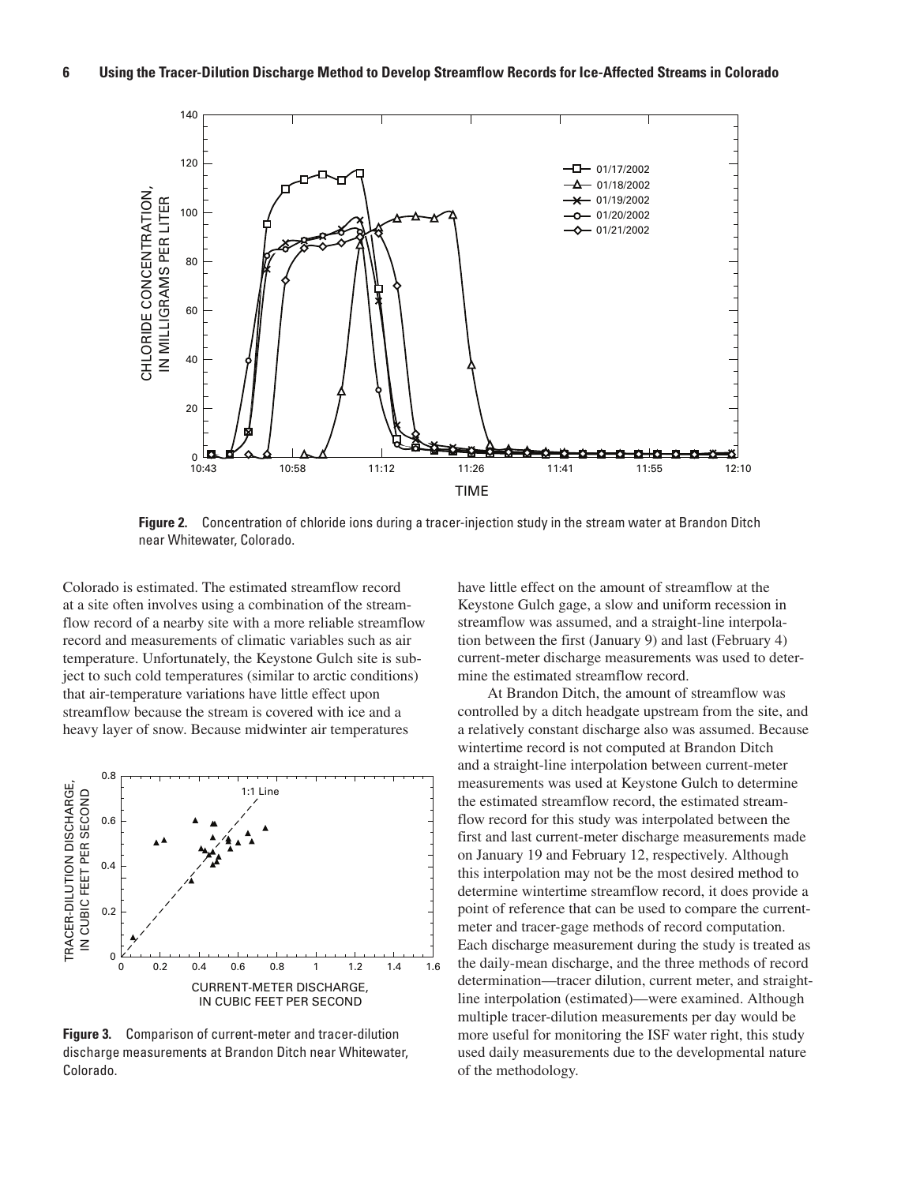**Figure 2.** Concentration of chloride ions during a tracer-injection study in the stream water at Brandon Ditch near Whitewater, Colorado.

**Figure 3.** Comparison of current-meter and tracer-dilution discharge measurements at Brandon Ditch near Whitewater, Colorado.

Colorado is estimated. The estimated streamflow record at a site often involves using a combination of the streamflow record of a nearby site with a more reliable streamflow record and measurements of climatic variables such as air temperature. Unfortunately, the Keystone Gulch site is subject to such cold temperatures (similar to arctic conditions) that air-temperature variations have little effect upon streamflow because the stream is covered with ice and a heavy layer of snow. Because midwinter air temperatures have little effect on the amount of streamflow at the Keystone Gulch gage, a slow and uniform recession in streamflow was assumed, and a straight-line interpolation between the first (January 9) and last (February 4) current-meter discharge measurements was used to determine the estimated streamflow record.

At Brandon Ditch, the amount of streamflow was controlled by a ditch headgate upstream from the site, and a relatively constant discharge also was assumed. Because wintertime record is not computed at Brandon Ditch and a straight-line interpolation between current-meter measurements was used at Keystone Gulch to determine the estimated streamflow record, the estimated streamflow record for this study was interpolated between the first and last current-meter discharge measurements made on January 19 and February 12, respectively. Although this interpolation may not be the most desired method to determine wintertime streamflow record, it does provide a point of reference that can be used to compare the current-meter and tracer-gage methods of record computation. Each discharge measurement during the study is treated as the daily-mean discharge, and the three methods of record determination—tracer dilution, current meter, and straight-line interpolation (estimated)—were examined. Although multiple tracer-dilution measurements per day would be more useful for monitoring the ISF water right, this study used daily measurements due to the developmental nature of the methodology.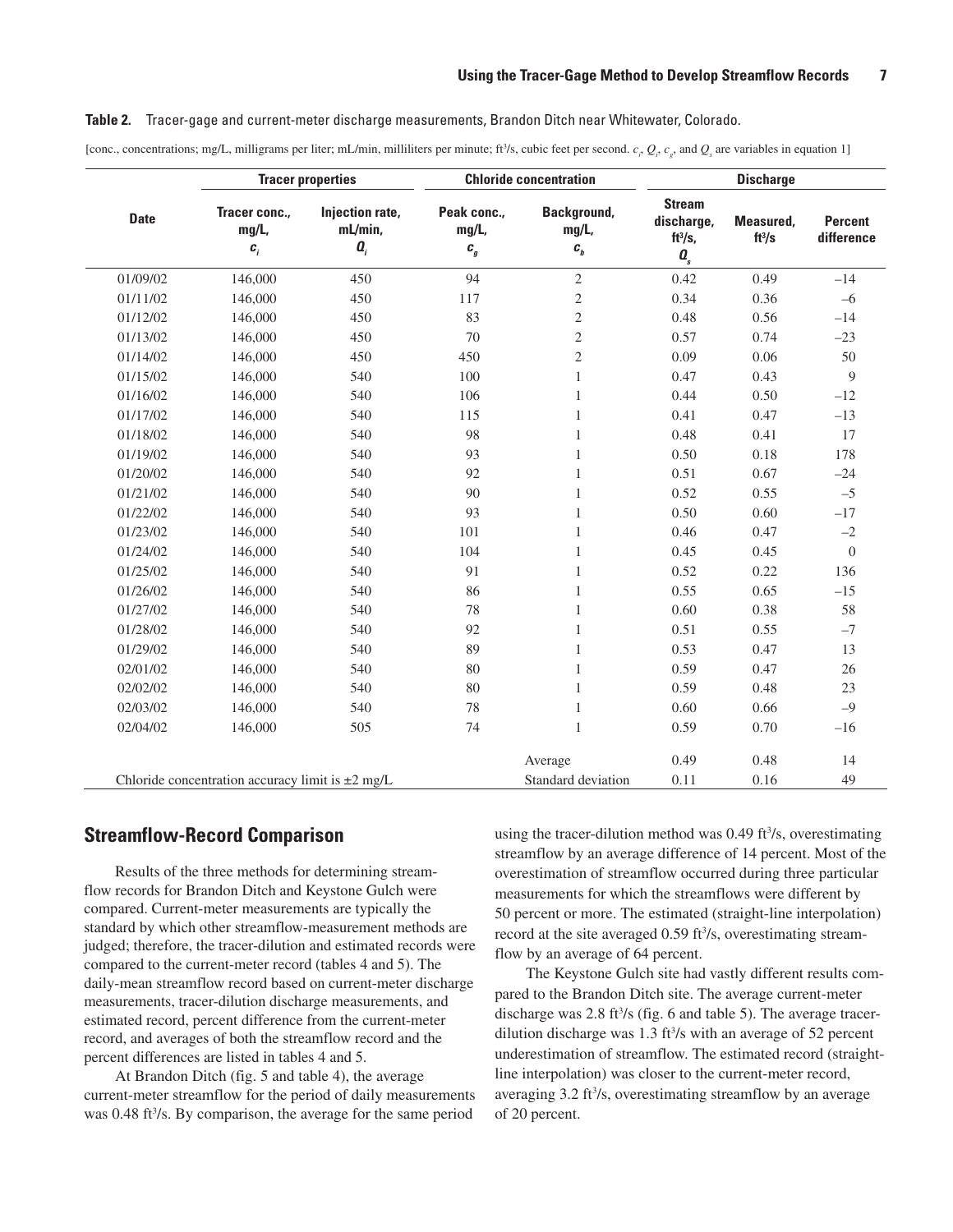**Table 2.** Tracer-gage and current-meter discharge measurements, Brandon Ditch near Whitewater, Colorado.

[conc., concentrations; mg/L, milligrams per liter; mL/min, milliliters per minute; ft³/s, cubic feet per second. $c_i$, $Q_i$, $c_g$, and $Q_s$ are variables in equation 1]

| Date | Tracer properties | | Chloride concentration | | Discharge | | |
|---|---|---|---|---|---|---|---|
| | Tracer conc., mg/L, $c_i$ | Injection rate, mL/min, $Q_i$ | Peak conc., mg/L, $c_g$ | Background, mg/L, $c_b$ | Stream discharge, ft³/s, $Q_s$ | Measured, ft³/s | Percent difference |
| 01/09/02 | 146,000 | 450 | 94 | 2 | 0.42 | 0.49 | –14 |
| 01/11/02 | 146,000 | 450 | 117 | 2 | 0.34 | 0.36 | –6 |
| 01/12/02 | 146,000 | 450 | 83 | 2 | 0.48 | 0.56 | –14 |
| 01/13/02 | 146,000 | 450 | 70 | 2 | 0.57 | 0.74 | –23 |
| 01/14/02 | 146,000 | 450 | 450 | 2 | 0.09 | 0.06 | 50 |
| 01/15/02 | 146,000 | 540 | 100 | 1 | 0.47 | 0.43 | 9 |
| 01/16/02 | 146,000 | 540 | 106 | 1 | 0.44 | 0.50 | –12 |
| 01/17/02 | 146,000 | 540 | 115 | 1 | 0.41 | 0.47 | –13 |
| 01/18/02 | 146,000 | 540 | 98 | 1 | 0.48 | 0.41 | 17 |
| 01/19/02 | 146,000 | 540 | 93 | 1 | 0.50 | 0.18 | 178 |
| 01/20/02 | 146,000 | 540 | 92 | 1 | 0.51 | 0.67 | –24 |
| 01/21/02 | 146,000 | 540 | 90 | 1 | 0.52 | 0.55 | –5 |
| 01/22/02 | 146,000 | 540 | 93 | 1 | 0.50 | 0.60 | –17 |
| 01/23/02 | 146,000 | 540 | 101 | 1 | 0.46 | 0.47 | –2 |
| 01/24/02 | 146,000 | 540 | 104 | 1 | 0.45 | 0.45 | 0 |
| 01/25/02 | 146,000 | 540 | 91 | 1 | 0.52 | 0.22 | 136 |
| 01/26/02 | 146,000 | 540 | 86 | 1 | 0.55 | 0.65 | –15 |
| 01/27/02 | 146,000 | 540 | 78 | 1 | 0.60 | 0.38 | 58 |
| 01/28/02 | 146,000 | 540 | 92 | 1 | 0.51 | 0.55 | –7 |
| 01/29/02 | 146,000 | 540 | 89 | 1 | 0.53 | 0.47 | 13 |
| 02/01/02 | 146,000 | 540 | 80 | 1 | 0.59 | 0.47 | 26 |
| 02/02/02 | 146,000 | 540 | 80 | 1 | 0.59 | 0.48 | 23 |
| 02/03/02 | 146,000 | 540 | 78 | 1 | 0.60 | 0.66 | –9 |
| 02/04/02 | 146,000 | 505 | 74 | 1 | 0.59 | 0.70 | –16 |
| | | | | Average | 0.49 | 0.48 | 14 |
| Chloride concentration accuracy limit is ±2 mg/L | | | | Standard deviation | 0.11 | 0.16 | 49 |

## Streamflow-Record Comparison

Results of the three methods for determining streamflow records for Brandon Ditch and Keystone Gulch were compared. Current-meter measurements are typically the standard by which other streamflow-measurement methods are judged; therefore, the tracer-dilution and estimated records were compared to the current-meter record (tables 4 and 5). The daily-mean streamflow record based on current-meter discharge measurements, tracer-dilution discharge measurements, and estimated record, percent difference from the current-meter record, and averages of both the streamflow record and the percent differences are listed in tables 4 and 5.

At Brandon Ditch (fig. 5 and table 4), the average current-meter streamflow for the period of daily measurements was 0.48 ft³/s. By comparison, the average for the same period using the tracer-dilution method was 0.49 ft³/s, overestimating streamflow by an average difference of 14 percent. Most of the overestimation of streamflow occurred during three particular measurements for which the streamflows were different by 50 percent or more. The estimated (straight-line interpolation) record at the site averaged 0.59 ft³/s, overestimating streamflow by an average of 64 percent.

The Keystone Gulch site had vastly different results compared to the Brandon Ditch site. The average current-meter discharge was 2.8 ft³/s (fig. 6 and table 5). The average tracer-dilution discharge was 1.3 ft³/s with an average of 52 percent underestimation of streamflow. The estimated record (straight-line interpolation) was closer to the current-meter record, averaging 3.2 ft³/s, overestimating streamflow by an average of 20 percent.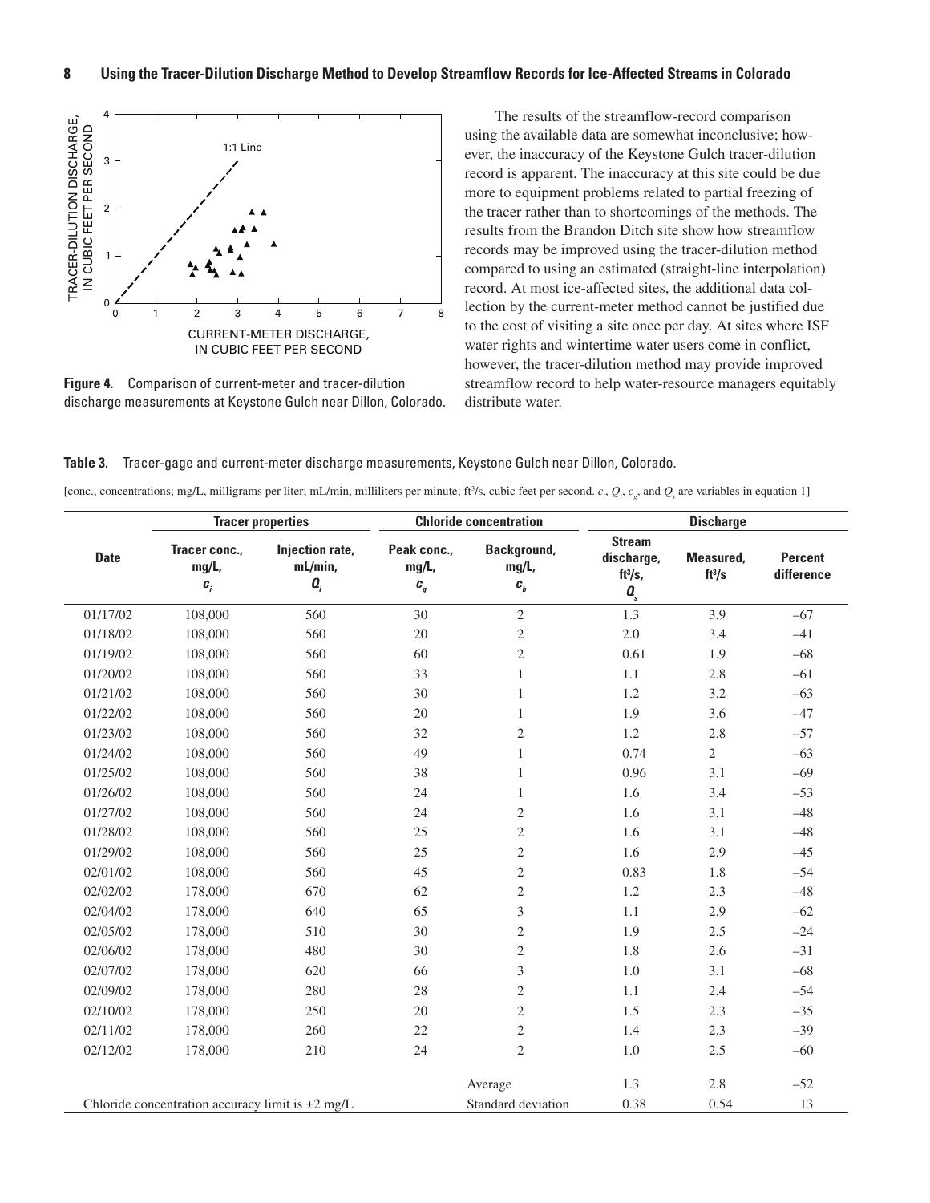Figure 4. Comparison of current-meter and tracer-dilution discharge measurements at Keystone Gulch near Dillon, Colorado.

The results of the streamflow-record comparison using the available data are somewhat inconclusive; however, the inaccuracy of the Keystone Gulch tracer-dilution record is apparent. The inaccuracy at this site could be due more to equipment problems related to partial freezing of the tracer rather than to shortcomings of the methods. The results from the Brandon Ditch site show how streamflow records may be improved using the tracer-dilution method compared to using an estimated (straight-line interpolation) record. At most ice-affected sites, the additional data collection by the current-meter method cannot be justified due to the cost of visiting a site once per day. At sites where ISF water rights and wintertime water users come in conflict, however, the tracer-dilution method may provide improved streamflow record to help water-resource managers equitably distribute water.

**Table 3.** Tracer-gage and current-meter discharge measurements, Keystone Gulch near Dillon, Colorado.

[conc., concentrations; mg/L, milligrams per liter; mL/min, milliliters per minute; ft³/s, cubic feet per second. $c_i$, $Q_i$, $c_g$, and $Q_s$ are variables in equation 1]

| Date | Tracer properties | | Chloride concentration | | Discharge | | |
|---|---|---|---|---|---|---|---|
| | Tracer conc., mg/L, $c_i$ | Injection rate, mL/min, $Q_i$ | Peak conc., mg/L, $c_g$ | Background, mg/L, $c_b$ | Stream discharge, ft³/s, $Q_s$ | Measured, ft³/s | Percent difference |
| 01/17/02 | 108,000 | 560 | 30 | 2 | 1.3 | 3.9 | –67 |
| 01/18/02 | 108,000 | 560 | 20 | 2 | 2.0 | 3.4 | –41 |
| 01/19/02 | 108,000 | 560 | 60 | 2 | 0.61 | 1.9 | –68 |
| 01/20/02 | 108,000 | 560 | 33 | 1 | 1.1 | 2.8 | –61 |
| 01/21/02 | 108,000 | 560 | 30 | 1 | 1.2 | 3.2 | –63 |
| 01/22/02 | 108,000 | 560 | 20 | 1 | 1.9 | 3.6 | –47 |
| 01/23/02 | 108,000 | 560 | 32 | 2 | 1.2 | 2.8 | –57 |
| 01/24/02 | 108,000 | 560 | 49 | 1 | 0.74 | 2 | –63 |
| 01/25/02 | 108,000 | 560 | 38 | 1 | 0.96 | 3.1 | –69 |
| 01/26/02 | 108,000 | 560 | 24 | 1 | 1.6 | 3.4 | –53 |
| 01/27/02 | 108,000 | 560 | 24 | 2 | 1.6 | 3.1 | –48 |
| 01/28/02 | 108,000 | 560 | 25 | 2 | 1.6 | 3.1 | –48 |
| 01/29/02 | 108,000 | 560 | 25 | 2 | 1.6 | 2.9 | –45 |
| 02/01/02 | 108,000 | 560 | 45 | 2 | 0.83 | 1.8 | –54 |
| 02/02/02 | 178,000 | 670 | 62 | 2 | 1.2 | 2.3 | –48 |
| 02/04/02 | 178,000 | 640 | 65 | 3 | 1.1 | 2.9 | –62 |
| 02/05/02 | 178,000 | 510 | 30 | 2 | 1.9 | 2.5 | –24 |
| 02/06/02 | 178,000 | 480 | 30 | 2 | 1.8 | 2.6 | –31 |
| 02/07/02 | 178,000 | 620 | 66 | 3 | 1.0 | 3.1 | –68 |
| 02/09/02 | 178,000 | 280 | 28 | 2 | 1.1 | 2.4 | –54 |
| 02/10/02 | 178,000 | 250 | 20 | 2 | 1.5 | 2.3 | –35 |
| 02/11/02 | 178,000 | 260 | 22 | 2 | 1.4 | 2.3 | –39 |
| 02/12/02 | 178,000 | 210 | 24 | 2 | 1.0 | 2.5 | –60 |
| | | | | Average | 1.3 | 2.8 | –52 |
| Chloride concentration accuracy limit is ±2 mg/L | | | | Standard deviation | 0.38 | 0.54 | 13 |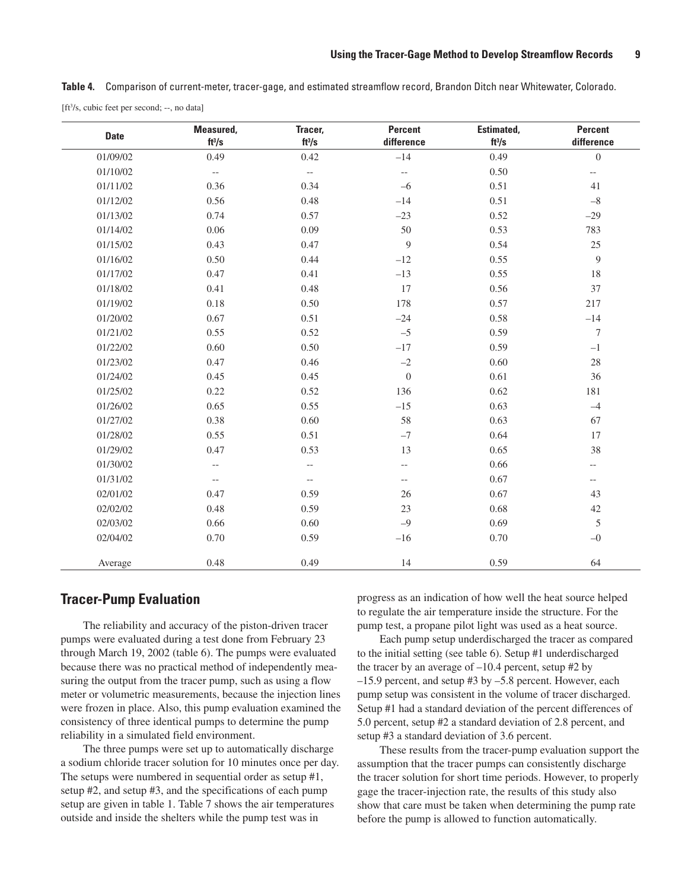**Table 4.** Comparison of current-meter, tracer-gage, and estimated streamflow record, Brandon Ditch near Whitewater, Colorado.

[ft³/s, cubic feet per second; --, no data]

| Date | Measured, ft³/s | Tracer, ft³/s | Percent difference | Estimated, ft³/s | Percent difference |
|---|---|---|---|---|---|
| 01/09/02 | 0.49 | 0.42 | –14 | 0.49 | 0 |
| 01/10/02 | -- | -- | -- | 0.50 | -- |
| 01/11/02 | 0.36 | 0.34 | –6 | 0.51 | 41 |
| 01/12/02 | 0.56 | 0.48 | –14 | 0.51 | –8 |
| 01/13/02 | 0.74 | 0.57 | –23 | 0.52 | –29 |
| 01/14/02 | 0.06 | 0.09 | 50 | 0.53 | 783 |
| 01/15/02 | 0.43 | 0.47 | 9 | 0.54 | 25 |
| 01/16/02 | 0.50 | 0.44 | –12 | 0.55 | 9 |
| 01/17/02 | 0.47 | 0.41 | –13 | 0.55 | 18 |
| 01/18/02 | 0.41 | 0.48 | 17 | 0.56 | 37 |
| 01/19/02 | 0.18 | 0.50 | 178 | 0.57 | 217 |
| 01/20/02 | 0.67 | 0.51 | –24 | 0.58 | –14 |
| 01/21/02 | 0.55 | 0.52 | –5 | 0.59 | 7 |
| 01/22/02 | 0.60 | 0.50 | –17 | 0.59 | –1 |
| 01/23/02 | 0.47 | 0.46 | –2 | 0.60 | 28 |
| 01/24/02 | 0.45 | 0.45 | 0 | 0.61 | 36 |
| 01/25/02 | 0.22 | 0.52 | 136 | 0.62 | 181 |
| 01/26/02 | 0.65 | 0.55 | –15 | 0.63 | –4 |
| 01/27/02 | 0.38 | 0.60 | 58 | 0.63 | 67 |
| 01/28/02 | 0.55 | 0.51 | –7 | 0.64 | 17 |
| 01/29/02 | 0.47 | 0.53 | 13 | 0.65 | 38 |
| 01/30/02 | -- | -- | -- | 0.66 | -- |
| 01/31/02 | -- | -- | -- | 0.67 | -- |
| 02/01/02 | 0.47 | 0.59 | 26 | 0.67 | 43 |
| 02/02/02 | 0.48 | 0.59 | 23 | 0.68 | 42 |
| 02/03/02 | 0.66 | 0.60 | –9 | 0.69 | 5 |
| 02/04/02 | 0.70 | 0.59 | –16 | 0.70 | –0 |
| Average | 0.48 | 0.49 | 14 | 0.59 | 64 |

## Tracer-Pump Evaluation

The reliability and accuracy of the piston-driven tracer pumps were evaluated during a test done from February 23 through March 19, 2002 (table 6). The pumps were evaluated because there was no practical method of independently measuring the output from the tracer pump, such as using a flow meter or volumetric measurements, because the injection lines were frozen in place. Also, this pump evaluation examined the consistency of three identical pumps to determine the pump reliability in a simulated field environment.

The three pumps were set up to automatically discharge a sodium chloride tracer solution for 10 minutes once per day. The setups were numbered in sequential order as setup #1, setup #2, and setup #3, and the specifications of each pump setup are given in table 1. Table 7 shows the air temperatures outside and inside the shelters while the pump test was in progress as an indication of how well the heat source helped to regulate the air temperature inside the structure. For the pump test, a propane pilot light was used as a heat source.

Each pump setup underdischarged the tracer as compared to the initial setting (see table 6). Setup #1 underdischarged the tracer by an average of –10.4 percent, setup #2 by –15.9 percent, and setup #3 by –5.8 percent. However, each pump setup was consistent in the volume of tracer discharged. Setup #1 had a standard deviation of the percent differences of 5.0 percent, setup #2 a standard deviation of 2.8 percent, and setup #3 a standard deviation of 3.6 percent.

These results from the tracer-pump evaluation support the assumption that the tracer pumps can consistently discharge the tracer solution for short time periods. However, to properly gage the tracer-injection rate, the results of this study also show that care must be taken when determining the pump rate before the pump is allowed to function automatically.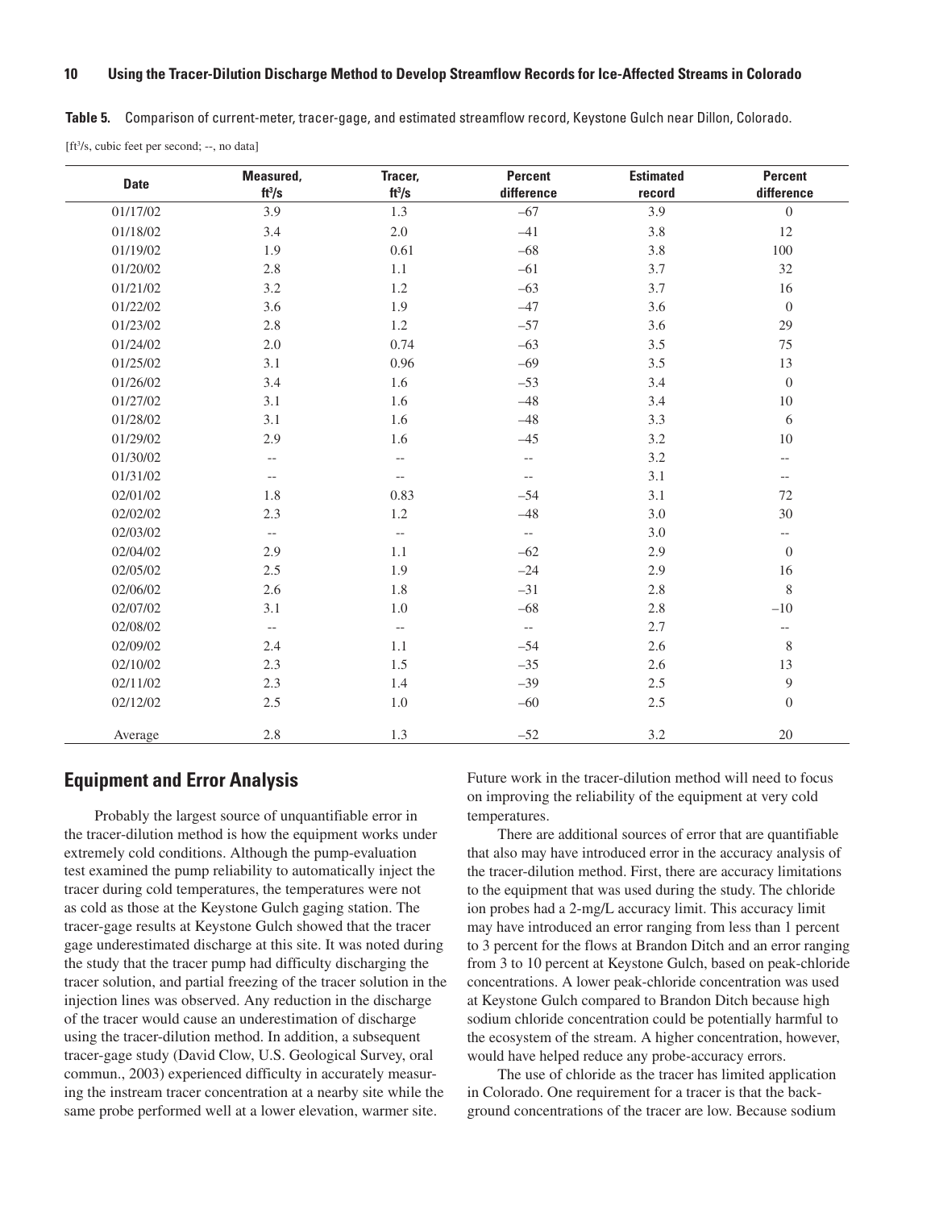**Table 5.** Comparison of current-meter, tracer-gage, and estimated streamflow record, Keystone Gulch near Dillon, Colorado.

[ft$^3$/s, cubic feet per second; --, no data]

| Date | Measured, ft$^3$/s | Tracer, ft$^3$/s | Percent difference | Estimated record | Percent difference |
|---|---|---|---|---|---|
| 01/17/02 | 3.9 | 1.3 | –67 | 3.9 | 0 |
| 01/18/02 | 3.4 | 2.0 | –41 | 3.8 | 12 |
| 01/19/02 | 1.9 | 0.61 | –68 | 3.8 | 100 |
| 01/20/02 | 2.8 | 1.1 | –61 | 3.7 | 32 |
| 01/21/02 | 3.2 | 1.2 | –63 | 3.7 | 16 |
| 01/22/02 | 3.6 | 1.9 | –47 | 3.6 | 0 |
| 01/23/02 | 2.8 | 1.2 | –57 | 3.6 | 29 |
| 01/24/02 | 2.0 | 0.74 | –63 | 3.5 | 75 |
| 01/25/02 | 3.1 | 0.96 | –69 | 3.5 | 13 |
| 01/26/02 | 3.4 | 1.6 | –53 | 3.4 | 0 |
| 01/27/02 | 3.1 | 1.6 | –48 | 3.4 | 10 |
| 01/28/02 | 3.1 | 1.6 | –48 | 3.3 | 6 |
| 01/29/02 | 2.9 | 1.6 | –45 | 3.2 | 10 |
| 01/30/02 | -- | -- | -- | 3.2 | -- |
| 01/31/02 | -- | -- | -- | 3.1 | -- |
| 02/01/02 | 1.8 | 0.83 | –54 | 3.1 | 72 |
| 02/02/02 | 2.3 | 1.2 | –48 | 3.0 | 30 |
| 02/03/02 | -- | -- | -- | 3.0 | -- |
| 02/04/02 | 2.9 | 1.1 | –62 | 2.9 | 0 |
| 02/05/02 | 2.5 | 1.9 | –24 | 2.9 | 16 |
| 02/06/02 | 2.6 | 1.8 | –31 | 2.8 | 8 |
| 02/07/02 | 3.1 | 1.0 | –68 | 2.8 | –10 |
| 02/08/02 | -- | -- | -- | 2.7 | -- |
| 02/09/02 | 2.4 | 1.1 | –54 | 2.6 | 8 |
| 02/10/02 | 2.3 | 1.5 | –35 | 2.6 | 13 |
| 02/11/02 | 2.3 | 1.4 | –39 | 2.5 | 9 |
| 02/12/02 | 2.5 | 1.0 | –60 | 2.5 | 0 |
| Average | 2.8 | 1.3 | –52 | 3.2 | 20 |

## Equipment and Error Analysis

Probably the largest source of unquantifiable error in the tracer-dilution method is how the equipment works under extremely cold conditions. Although the pump-evaluation test examined the pump reliability to automatically inject the tracer during cold temperatures, the temperatures were not as cold as those at the Keystone Gulch gaging station. The tracer-gage results at Keystone Gulch showed that the tracer gage underestimated discharge at this site. It was noted during the study that the tracer pump had difficulty discharging the tracer solution, and partial freezing of the tracer solution in the injection lines was observed. Any reduction in the discharge of the tracer would cause an underestimation of discharge using the tracer-dilution method. In addition, a subsequent tracer-gage study (David Clow, U.S. Geological Survey, oral commun., 2003) experienced difficulty in accurately measuring the instream tracer concentration at a nearby site while the same probe performed well at a lower elevation, warmer site. Future work in the tracer-dilution method will need to focus on improving the reliability of the equipment at very cold temperatures.

There are additional sources of error that are quantifiable that also may have introduced error in the accuracy analysis of the tracer-dilution method. First, there are accuracy limitations to the equipment that was used during the study. The chloride ion probes had a 2-mg/L accuracy limit. This accuracy limit may have introduced an error ranging from less than 1 percent to 3 percent for the flows at Brandon Ditch and an error ranging from 3 to 10 percent at Keystone Gulch, based on peak-chloride concentrations. A lower peak-chloride concentration was used at Keystone Gulch compared to Brandon Ditch because high sodium chloride concentration could be potentially harmful to the ecosystem of the stream. A higher concentration, however, would have helped reduce any probe-accuracy errors.

The use of chloride as the tracer has limited application in Colorado. One requirement for a tracer is that the background concentrations of the tracer are low. Because sodium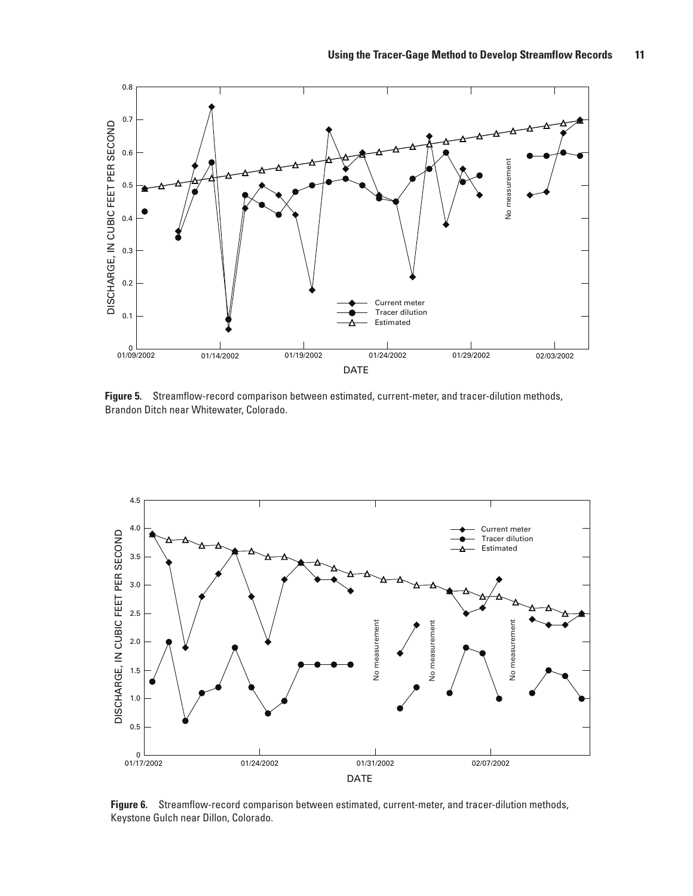**Figure 5.** Streamflow-record comparison between estimated, current-meter, and tracer-dilution methods, Brandon Ditch near Whitewater, Colorado.

**Figure 6.** Streamflow-record comparison between estimated, current-meter, and tracer-dilution methods, Keystone Gulch near Dillon, Colorado.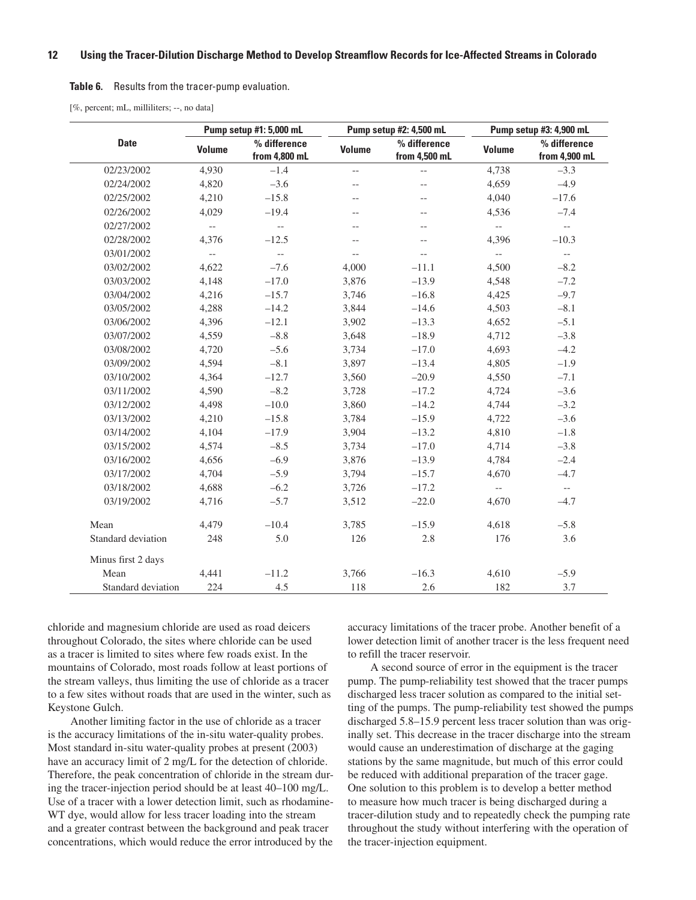**Table 6.** Results from the tracer-pump evaluation.

[%, percent; mL, milliliters; --, no data]

| Date | Pump setup #1: 5,000 mL | | Pump setup #2: 4,500 mL | | Pump setup #3: 4,900 mL | |
|---|---|---|---|---|---|---|
| | Volume | % difference from 4,800 mL | Volume | % difference from 4,500 mL | Volume | % difference from 4,900 mL |
| 02/23/2002 | 4,930 | −1.4 | -- | -- | 4,738 | −3.3 |
| 02/24/2002 | 4,820 | −3.6 | -- | -- | 4,659 | −4.9 |
| 02/25/2002 | 4,210 | −15.8 | -- | -- | 4,040 | −17.6 |
| 02/26/2002 | 4,029 | −19.4 | -- | -- | 4,536 | −7.4 |
| 02/27/2002 | -- | -- | -- | -- | -- | -- |
| 02/28/2002 | 4,376 | −12.5 | -- | -- | 4,396 | −10.3 |
| 03/01/2002 | -- | -- | -- | -- | -- | -- |
| 03/02/2002 | 4,622 | −7.6 | 4,000 | −11.1 | 4,500 | −8.2 |
| 03/03/2002 | 4,148 | −17.0 | 3,876 | −13.9 | 4,548 | −7.2 |
| 03/04/2002 | 4,216 | −15.7 | 3,746 | −16.8 | 4,425 | −9.7 |
| 03/05/2002 | 4,288 | −14.2 | 3,844 | −14.6 | 4,503 | −8.1 |
| 03/06/2002 | 4,396 | −12.1 | 3,902 | −13.3 | 4,652 | −5.1 |
| 03/07/2002 | 4,559 | −8.8 | 3,648 | −18.9 | 4,712 | −3.8 |
| 03/08/2002 | 4,720 | −5.6 | 3,734 | −17.0 | 4,693 | −4.2 |
| 03/09/2002 | 4,594 | −8.1 | 3,897 | −13.4 | 4,805 | −1.9 |
| 03/10/2002 | 4,364 | −12.7 | 3,560 | −20.9 | 4,550 | −7.1 |
| 03/11/2002 | 4,590 | −8.2 | 3,728 | −17.2 | 4,724 | −3.6 |
| 03/12/2002 | 4,498 | −10.0 | 3,860 | −14.2 | 4,744 | −3.2 |
| 03/13/2002 | 4,210 | −15.8 | 3,784 | −15.9 | 4,722 | −3.6 |
| 03/14/2002 | 4,104 | −17.9 | 3,904 | −13.2 | 4,810 | −1.8 |
| 03/15/2002 | 4,574 | −8.5 | 3,734 | −17.0 | 4,714 | −3.8 |
| 03/16/2002 | 4,656 | −6.9 | 3,876 | −13.9 | 4,784 | −2.4 |
| 03/17/2002 | 4,704 | −5.9 | 3,794 | −15.7 | 4,670 | −4.7 |
| 03/18/2002 | 4,688 | −6.2 | 3,726 | −17.2 | -- | -- |
| 03/19/2002 | 4,716 | −5.7 | 3,512 | −22.0 | 4,670 | −4.7 |
| Mean | 4,479 | −10.4 | 3,785 | −15.9 | 4,618 | −5.8 |
| Standard deviation | 248 | 5.0 | 126 | 2.8 | 176 | 3.6 |
| Minus first 2 days | | | | | | |
| Mean | 4,441 | −11.2 | 3,766 | −16.3 | 4,610 | −5.9 |
| Standard deviation | 224 | 4.5 | 118 | 2.6 | 182 | 3.7 |

chloride and magnesium chloride are used as road deicers throughout Colorado, the sites where chloride can be used as a tracer is limited to sites where few roads exist. In the mountains of Colorado, most roads follow at least portions of the stream valleys, thus limiting the use of chloride as a tracer to a few sites without roads that are used in the winter, such as Keystone Gulch.

Another limiting factor in the use of chloride as a tracer is the accuracy limitations of the in-situ water-quality probes. Most standard in-situ water-quality probes at present (2003) have an accuracy limit of 2 mg/L for the detection of chloride. Therefore, the peak concentration of chloride in the stream during the tracer-injection period should be at least 40–100 mg/L. Use of a tracer with a lower detection limit, such as rhodamine-WT dye, would allow for less tracer loading into the stream and a greater contrast between the background and peak tracer concentrations, which would reduce the error introduced by the accuracy limitations of the tracer probe. Another benefit of a lower detection limit of another tracer is the less frequent need to refill the tracer reservoir.

A second source of error in the equipment is the tracer pump. The pump-reliability test showed that the tracer pumps discharged less tracer solution as compared to the initial setting of the pumps. The pump-reliability test showed the pumps discharged 5.8–15.9 percent less tracer solution than was originally set. This decrease in the tracer discharge into the stream would cause an underestimation of discharge at the gaging stations by the same magnitude, but much of this error could be reduced with additional preparation of the tracer gage. One solution to this problem is to develop a better method to measure how much tracer is being discharged during a tracer-dilution study and to repeatedly check the pumping rate throughout the study without interfering with the operation of the tracer-injection equipment.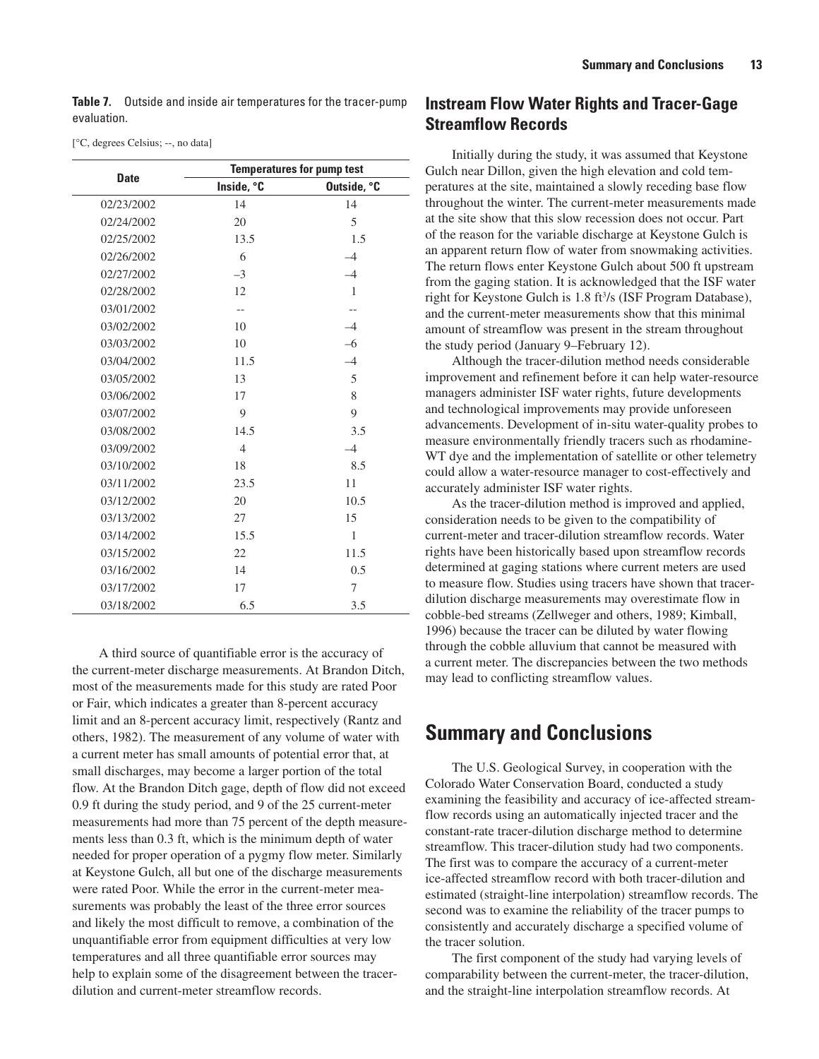**Table 7.** Outside and inside air temperatures for the tracer-pump evaluation.

[°C, degrees Celsius; --, no data]

| Date | Temperatures for pump test | |
|---|---|---|
| | Inside, °C | Outside, °C |
| 02/23/2002 | 14 | 14 |
| 02/24/2002 | 20 | 5 |
| 02/25/2002 | 13.5 | 1.5 |
| 02/26/2002 | 6 | –4 |
| 02/27/2002 | –3 | –4 |
| 02/28/2002 | 12 | 1 |
| 03/01/2002 | -- | -- |
| 03/02/2002 | 10 | –4 |
| 03/03/2002 | 10 | –6 |
| 03/04/2002 | 11.5 | –4 |
| 03/05/2002 | 13 | 5 |
| 03/06/2002 | 17 | 8 |
| 03/07/2002 | 9 | 9 |
| 03/08/2002 | 14.5 | 3.5 |
| 03/09/2002 | 4 | –4 |
| 03/10/2002 | 18 | 8.5 |
| 03/11/2002 | 23.5 | 11 |
| 03/12/2002 | 20 | 10.5 |
| 03/13/2002 | 27 | 15 |
| 03/14/2002 | 15.5 | 1 |
| 03/15/2002 | 22 | 11.5 |
| 03/16/2002 | 14 | 0.5 |
| 03/17/2002 | 17 | 7 |
| 03/18/2002 | 6.5 | 3.5 |

A third source of quantifiable error is the accuracy of the current-meter discharge measurements. At Brandon Ditch, most of the measurements made for this study are rated Poor or Fair, which indicates a greater than 8-percent accuracy limit and an 8-percent accuracy limit, respectively (Rantz and others, 1982). The measurement of any volume of water with a current meter has small amounts of potential error that, at small discharges, may become a larger portion of the total flow. At the Brandon Ditch gage, depth of flow did not exceed 0.9 ft during the study period, and 9 of the 25 current-meter measurements had more than 75 percent of the depth measurements less than 0.3 ft, which is the minimum depth of water needed for proper operation of a pygmy flow meter. Similarly at Keystone Gulch, all but one of the discharge measurements were rated Poor. While the error in the current-meter measurements was probably the least of the three error sources and likely the most difficult to remove, a combination of the unquantifiable error from equipment difficulties at very low temperatures and all three quantifiable error sources may help to explain some of the disagreement between the tracer-dilution and current-meter streamflow records.

## Instream Flow Water Rights and Tracer-Gage Streamflow Records

Initially during the study, it was assumed that Keystone Gulch near Dillon, given the high elevation and cold temperatures at the site, maintained a slowly receding base flow throughout the winter. The current-meter measurements made at the site show that this slow recession does not occur. Part of the reason for the variable discharge at Keystone Gulch is an apparent return flow of water from snowmaking activities. The return flows enter Keystone Gulch about 500 ft upstream from the gaging station. It is acknowledged that the ISF water right for Keystone Gulch is 1.8 $ft^3/s$ (ISF Program Database), and the current-meter measurements show that this minimal amount of streamflow was present in the stream throughout the study period (January 9–February 12).

Although the tracer-dilution method needs considerable improvement and refinement before it can help water-resource managers administer ISF water rights, future developments and technological improvements may provide unforeseen advancements. Development of in-situ water-quality probes to measure environmentally friendly tracers such as rhodamine-WT dye and the implementation of satellite or other telemetry could allow a water-resource manager to cost-effectively and accurately administer ISF water rights.

As the tracer-dilution method is improved and applied, consideration needs to be given to the compatibility of current-meter and tracer-dilution streamflow records. Water rights have been historically based upon streamflow records determined at gaging stations where current meters are used to measure flow. Studies using tracers have shown that tracer-dilution discharge measurements may overestimate flow in cobble-bed streams (Zellweger and others, 1989; Kimball, 1996) because the tracer can be diluted by water flowing through the cobble alluvium that cannot be measured with a current meter. The discrepancies between the two methods may lead to conflicting streamflow values.

# Summary and Conclusions

The U.S. Geological Survey, in cooperation with the Colorado Water Conservation Board, conducted a study examining the feasibility and accuracy of ice-affected streamflow records using an automatically injected tracer and the constant-rate tracer-dilution discharge method to determine streamflow. This tracer-dilution study had two components. The first was to compare the accuracy of a current-meter ice-affected streamflow record with both tracer-dilution and estimated (straight-line interpolation) streamflow records. The second was to examine the reliability of the tracer pumps to consistently and accurately discharge a specified volume of the tracer solution.

The first component of the study had varying levels of comparability between the current-meter, the tracer-dilution, and the straight-line interpolation streamflow records. At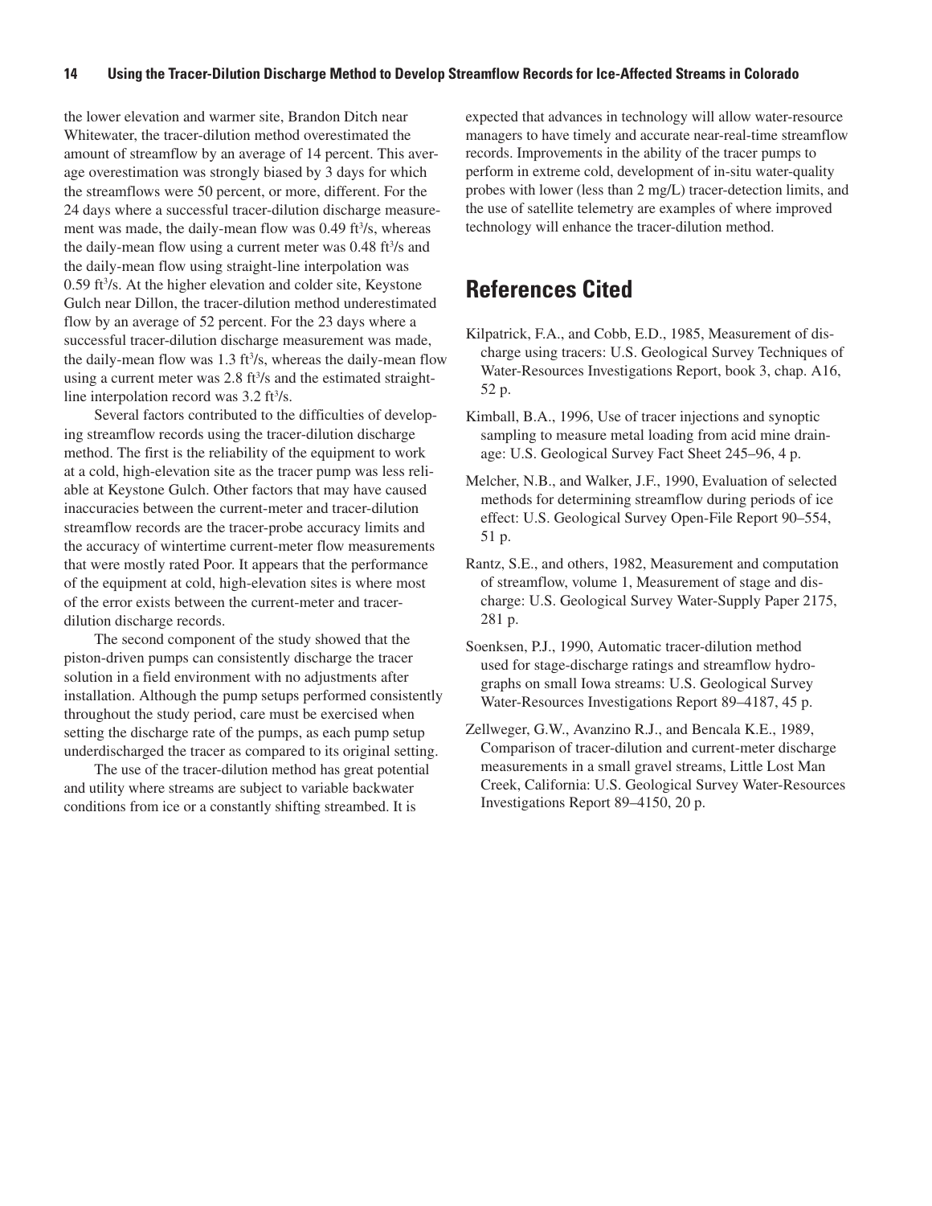the lower elevation and warmer site, Brandon Ditch near Whitewater, the tracer-dilution method overestimated the amount of streamflow by an average of 14 percent. This average overestimation was strongly biased by 3 days for which the streamflows were 50 percent, or more, different. For the 24 days where a successful tracer-dilution discharge measurement was made, the daily-mean flow was 0.49 $ft^3$/s, whereas the daily-mean flow using a current meter was 0.48 $ft^3$/s and the daily-mean flow using straight-line interpolation was 0.59 $ft^3$/s. At the higher elevation and colder site, Keystone Gulch near Dillon, the tracer-dilution method underestimated flow by an average of 52 percent. For the 23 days where a successful tracer-dilution discharge measurement was made, the daily-mean flow was 1.3 $ft^3$/s, whereas the daily-mean flow using a current meter was 2.8 $ft^3$/s and the estimated straight-line interpolation record was 3.2 $ft^3$/s.

Several factors contributed to the difficulties of developing streamflow records using the tracer-dilution discharge method. The first is the reliability of the equipment to work at a cold, high-elevation site as the tracer pump was less reliable at Keystone Gulch. Other factors that may have caused inaccuracies between the current-meter and tracer-dilution streamflow records are the tracer-probe accuracy limits and the accuracy of wintertime current-meter flow measurements that were mostly rated Poor. It appears that the performance of the equipment at cold, high-elevation sites is where most of the error exists between the current-meter and tracer-dilution discharge records.

The second component of the study showed that the piston-driven pumps can consistently discharge the tracer solution in a field environment with no adjustments after installation. Although the pump setups performed consistently throughout the study period, care must be exercised when setting the discharge rate of the pumps, as each pump setup underdischarged the tracer as compared to its original setting.

The use of the tracer-dilution method has great potential and utility where streams are subject to variable backwater conditions from ice or a constantly shifting streambed. It is expected that advances in technology will allow water-resource managers to have timely and accurate near-real-time streamflow records. Improvements in the ability of the tracer pumps to perform in extreme cold, development of in-situ water-quality probes with lower (less than 2 mg/L) tracer-detection limits, and the use of satellite telemetry are examples of where improved technology will enhance the tracer-dilution method.

## References Cited

Kilpatrick, F.A., and Cobb, E.D., 1985, Measurement of discharge using tracers: U.S. Geological Survey Techniques of Water-Resources Investigations Report, book 3, chap. A16, 52 p.

Kimball, B.A., 1996, Use of tracer injections and synoptic sampling to measure metal loading from acid mine drainage: U.S. Geological Survey Fact Sheet 245–96, 4 p.

Melcher, N.B., and Walker, J.F., 1990, Evaluation of selected methods for determining streamflow during periods of ice effect: U.S. Geological Survey Open-File Report 90–554, 51 p.

Rantz, S.E., and others, 1982, Measurement and computation of streamflow, volume 1, Measurement of stage and discharge: U.S. Geological Survey Water-Supply Paper 2175, 281 p.

Soenksen, P.J., 1990, Automatic tracer-dilution method used for stage-discharge ratings and streamflow hydrographs on small Iowa streams: U.S. Geological Survey Water-Resources Investigations Report 89–4187, 45 p.

Zellweger, G.W., Avanzino R.J., and Bencala K.E., 1989, Comparison of tracer-dilution and current-meter discharge measurements in a small gravel streams, Little Lost Man Creek, California: U.S. Geological Survey Water-Resources Investigations Report 89–4150, 20 p.